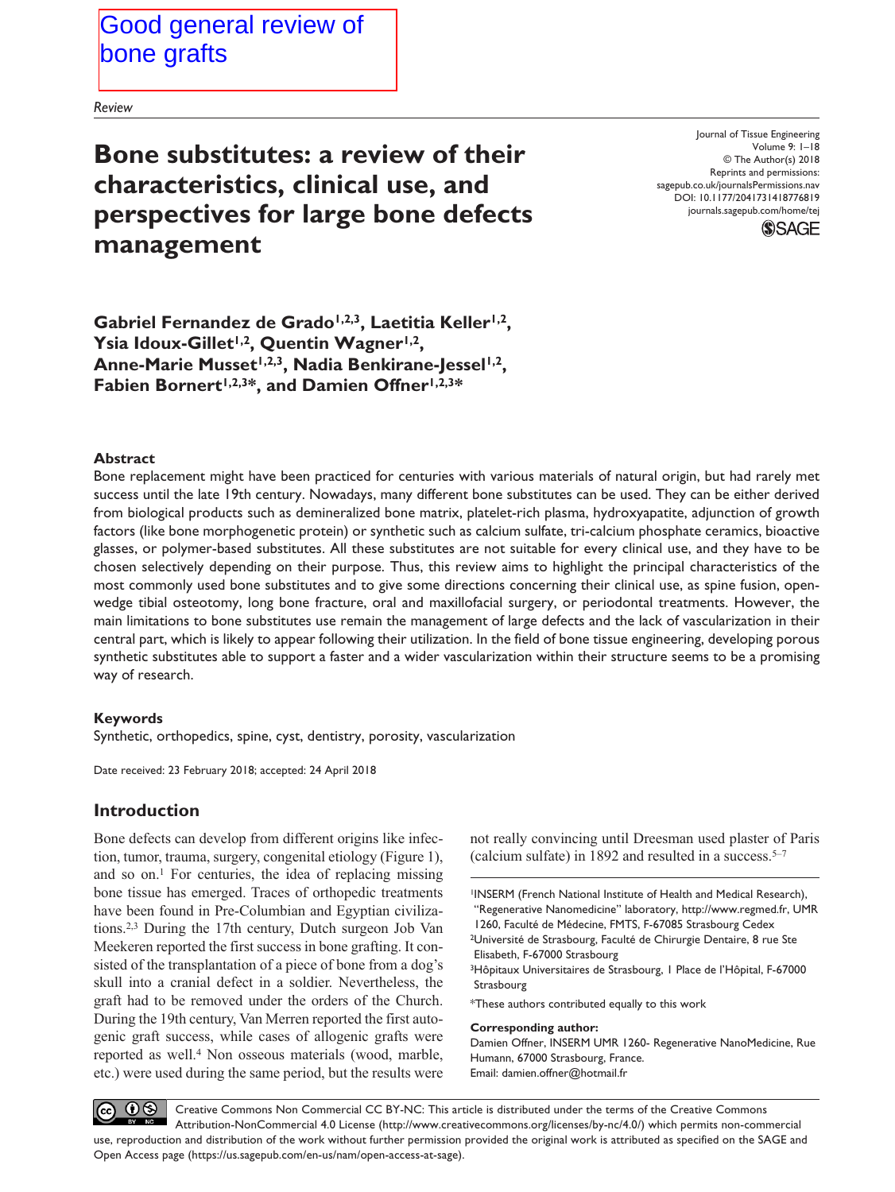Good general review of bone grafts

*Review*

# Bone substitutes: a review of their characteristics, clinical use, and perspectives for large bone defects management

Journal of Tissue Engineering
Volume 9: 1–18
© The Author(s) 2018
Reprints and permissions: sagepub.co.uk/journalsPermissions.nav
DOI: 10.1177/2041731418776819
journals.sagepub.com/home/tej

**Gabriel Fernandez de Grado[1,2,3], Laetitia Keller[1,2], Ysia Idoux-Gillet[1,2], Quentin Wagner[1,2], Anne-Marie Musset[1,2,3], Nadia Benkirane-Jessel[1,2], Fabien Bornert[1,2,3*], and Damien Offner[1,2,3*]**

### Abstract

Bone replacement might have been practiced for centuries with various materials of natural origin, but had rarely met success until the late 19th century. Nowadays, many different bone substitutes can be used. They can be either derived from biological products such as demineralized bone matrix, platelet-rich plasma, hydroxyapatite, adjunction of growth factors (like bone morphogenetic protein) or synthetic such as calcium sulfate, tri-calcium phosphate ceramics, bioactive glasses, or polymer-based substitutes. All these substitutes are not suitable for every clinical use, and they have to be chosen selectively depending on their purpose. Thus, this review aims to highlight the principal characteristics of the most commonly used bone substitutes and to give some directions concerning their clinical use, as spine fusion, open-wedge tibial osteotomy, long bone fracture, oral and maxillofacial surgery, or periodontal treatments. However, the main limitations to bone substitutes use remain the management of large defects and the lack of vascularization in their central part, which is likely to appear following their utilization. In the field of bone tissue engineering, developing porous synthetic substitutes able to support a faster and a wider vascularization within their structure seems to be a promising way of research.

### Keywords

Synthetic, orthopedics, spine, cyst, dentistry, porosity, vascularization

Date received: 23 February 2018; accepted: 24 April 2018

## Introduction

Bone defects can develop from different origins like infection, tumor, trauma, surgery, congenital etiology (Figure 1), and so on.[1] For centuries, the idea of replacing missing bone tissue has emerged. Traces of orthopedic treatments have been found in Pre-Columbian and Egyptian civilizations.[2,3] During the 17th century, Dutch surgeon Job Van Meekeren reported the first success in bone grafting. It consisted of the transplantation of a piece of bone from a dog's skull into a cranial defect in a soldier. Nevertheless, the graft had to be removed under the orders of the Church. During the 19th century, Van Merren reported the first autogenic graft success, while cases of allogenic grafts were reported as well.[4] Non osseous materials (wood, marble, etc.) were used during the same period, but the results were not really convincing until Dreesman used plaster of Paris (calcium sulfate) in 1892 and resulted in a success.[5–7]

[1]INSERM (French National Institute of Health and Medical Research), "Regenerative Nanomedicine" laboratory, http://www.regmed.fr, UMR 1260, Faculté de Médecine, FMTS, F-67085 Strasbourg Cedex
[2]Université de Strasbourg, Faculté de Chirurgie Dentaire, 8 rue Ste Elisabeth, F-67000 Strasbourg
[3]Hôpitaux Universitaires de Strasbourg, 1 Place de l'Hôpital, F-67000 Strasbourg

*These authors contributed equally to this work

**Corresponding author:**
Damien Offner, INSERM UMR 1260- Regenerative NanoMedicine, Rue Humann, 67000 Strasbourg, France.
Email: damien.offner@hotmail.fr

Creative Commons Non Commercial CC BY-NC: This article is distributed under the terms of the Creative Commons Attribution-NonCommercial 4.0 License (http://www.creativecommons.org/licenses/by-nc/4.0/) which permits non-commercial use, reproduction and distribution of the work without further permission provided the original work is attributed as specified on the SAGE and Open Access page (https://us.sagepub.com/en-us/nam/open-access-at-sage).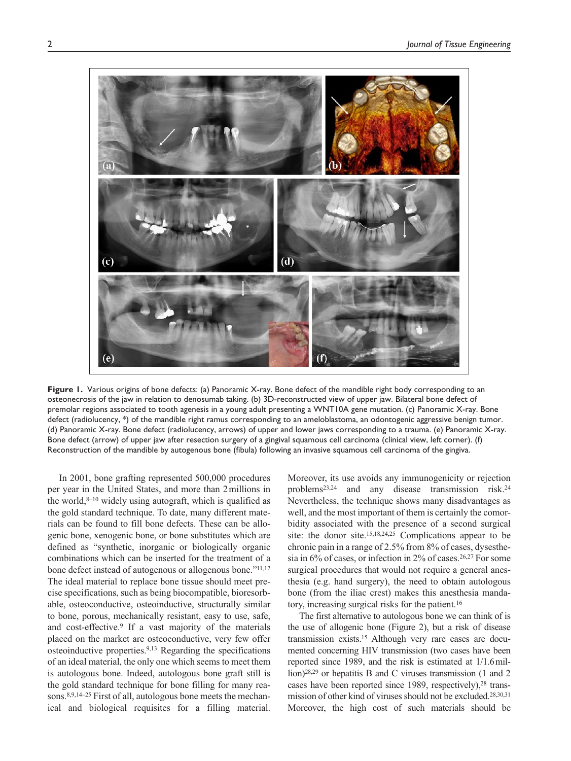**Figure 1.** Various origins of bone defects: (a) Panoramic X-ray. Bone defect of the mandible right body corresponding to an osteonecrosis of the jaw in relation to denosumab taking. (b) 3D-reconstructed view of upper jaw. Bilateral bone defect of premolar regions associated to tooth agenesis in a young adult presenting a WNT10A gene mutation. (c) Panoramic X-ray. Bone defect (radiolucency, *) of the mandible right ramus corresponding to an ameloblastoma, an odontogenic aggressive benign tumor. (d) Panoramic X-ray. Bone defect (radiolucency, arrows) of upper and lower jaws corresponding to a trauma. (e) Panoramic X-ray. Bone defect (arrow) of upper jaw after resection surgery of a gingival squamous cell carcinoma (clinical view, left corner). (f) Reconstruction of the mandible by autogenous bone (fibula) following an invasive squamous cell carcinoma of the gingiva.

In 2001, bone grafting represented 500,000 procedures per year in the United States, and more than 2 millions in the world,[8–10] widely using autograft, which is qualified as the gold standard technique. To date, many different materials can be found to fill bone defects. These can be allogenic bone, xenogenic bone, or bone substitutes which are defined as "synthetic, inorganic or biologically organic combinations which can be inserted for the treatment of a bone defect instead of autogenous or allogenous bone."[11,12] The ideal material to replace bone tissue should meet precise specifications, such as being biocompatible, bioresorbable, osteoconductive, osteoinductive, structurally similar to bone, porous, mechanically resistant, easy to use, safe, and cost-effective.[9] If a vast majority of the materials placed on the market are osteoconductive, very few offer osteoinductive properties.[9,13] Regarding the specifications of an ideal material, the only one which seems to meet them is autologous bone. Indeed, autologous bone graft still is the gold standard technique for bone filling for many reasons.[8,9,14–25] First of all, autologous bone meets the mechanical and biological requisites for a filling material. Moreover, its use avoids any immunogenicity or rejection problems[23,24] and any disease transmission risk.[24] Nevertheless, the technique shows many disadvantages as well, and the most important of them is certainly the comorbidity associated with the presence of a second surgical site: the donor site.[15,18,24,25] Complications appear to be chronic pain in a range of 2.5% from 8% of cases, dysesthesia in 6% of cases, or infection in 2% of cases.[26,27] For some surgical procedures that would not require a general anesthesia (e.g. hand surgery), the need to obtain autologous bone (from the iliac crest) makes this anesthesia mandatory, increasing surgical risks for the patient.[16]

The first alternative to autologous bone we can think of is the use of allogenic bone (Figure 2), but a risk of disease transmission exists.[15] Although very rare cases are documented concerning HIV transmission (two cases have been reported since 1989, and the risk is estimated at 1/1.6 million)[28,29] or hepatitis B and C viruses transmission (1 and 2 cases have been reported since 1989, respectively),[28] transmission of other kind of viruses should not be excluded.[28,30,31] Moreover, the high cost of such materials should be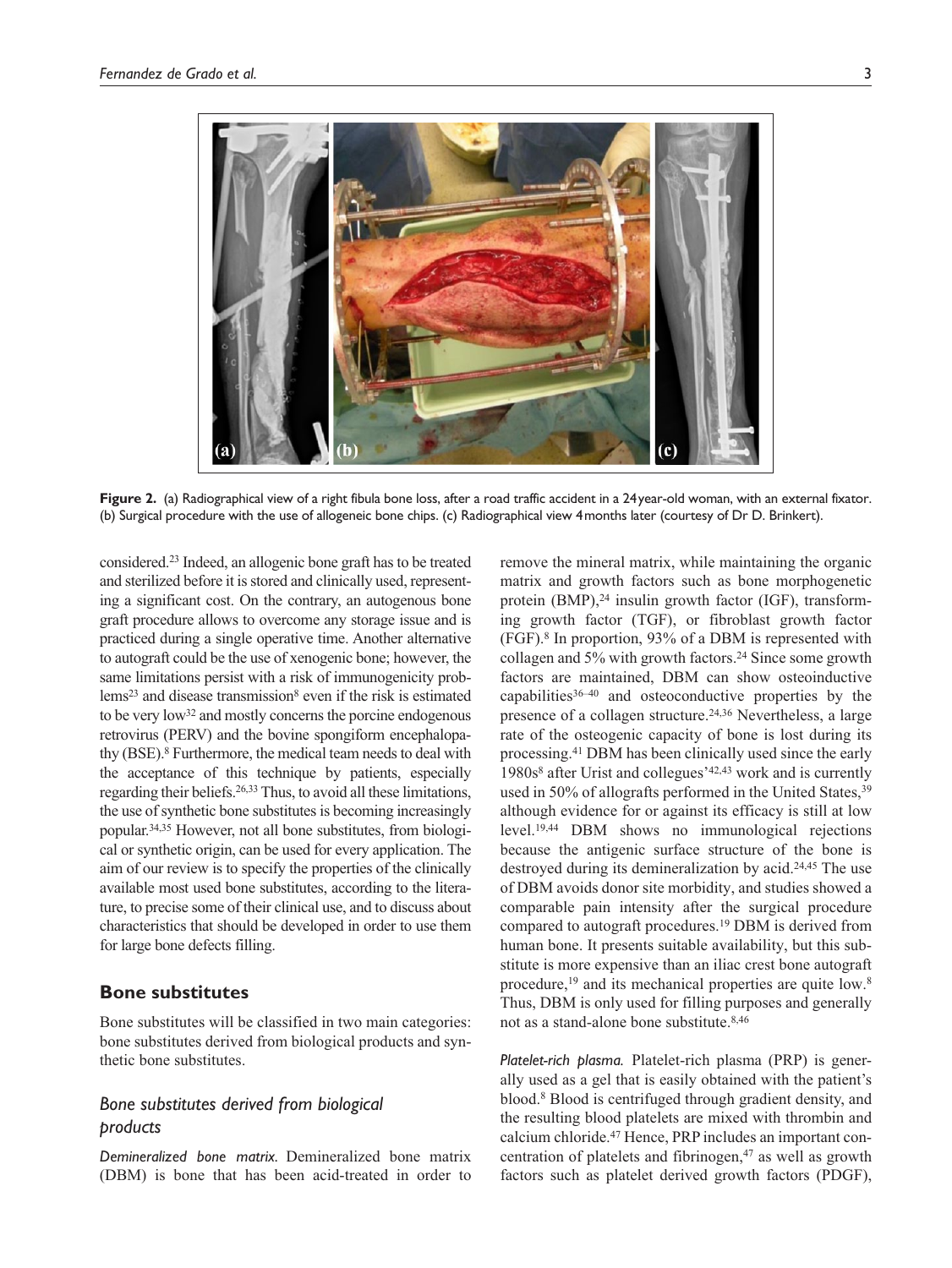Figure 2. (a) Radiographical view of a right fibula bone loss, after a road traffic accident in a 24 year-old woman, with an external fixator. (b) Surgical procedure with the use of allogeneic bone chips. (c) Radiographical view 4 months later (courtesy of Dr D. Brinkert).

considered.[23] Indeed, an allogenic bone graft has to be treated and sterilized before it is stored and clinically used, representing a significant cost. On the contrary, an autogenous bone graft procedure allows to overcome any storage issue and is practiced during a single operative time. Another alternative to autograft could be the use of xenogenic bone; however, the same limitations persist with a risk of immunogenicity problems[23] and disease transmission[8] even if the risk is estimated to be very low[32] and mostly concerns the porcine endogenous retrovirus (PERV) and the bovine spongiform encephalopathy (BSE).[8] Furthermore, the medical team needs to deal with the acceptance of this technique by patients, especially regarding their beliefs.[26,33] Thus, to avoid all these limitations, the use of synthetic bone substitutes is becoming increasingly popular.[34,35] However, not all bone substitutes, from biological or synthetic origin, can be used for every application. The aim of our review is to specify the properties of the clinically available most used bone substitutes, according to the literature, to precise some of their clinical use, and to discuss about characteristics that should be developed in order to use them for large bone defects filling.

## Bone substitutes

Bone substitutes will be classified in two main categories: bone substitutes derived from biological products and synthetic bone substitutes.

### Bone substitutes derived from biological products

*Demineralized bone matrix.* Demineralized bone matrix (DBM) is bone that has been acid-treated in order to remove the mineral matrix, while maintaining the organic matrix and growth factors such as bone morphogenetic protein (BMP),[24] insulin growth factor (IGF), transforming growth factor (TGF), or fibroblast growth factor (FGF).[8] In proportion, 93% of a DBM is represented with collagen and 5% with growth factors.[24] Since some growth factors are maintained, DBM can show osteoinductive capabilities[36–40] and osteoconductive properties by the presence of a collagen structure.[24,36] Nevertheless, a large rate of the osteogenic capacity of bone is lost during its processing.[41] DBM has been clinically used since the early 1980s[8] after Urist and collegues'[42,43] work and is currently used in 50% of allografts performed in the United States,[39] although evidence for or against its efficacy is still at low level.[19,44] DBM shows no immunological rejections because the antigenic surface structure of the bone is destroyed during its demineralization by acid.[24,45] The use of DBM avoids donor site morbidity, and studies showed a comparable pain intensity after the surgical procedure compared to autograft procedures.[19] DBM is derived from human bone. It presents suitable availability, but this substitute is more expensive than an iliac crest bone autograft procedure,[19] and its mechanical properties are quite low.[8] Thus, DBM is only used for filling purposes and generally not as a stand-alone bone substitute.[8,46]

*Platelet-rich plasma.* Platelet-rich plasma (PRP) is generally used as a gel that is easily obtained with the patient's blood.[8] Blood is centrifuged through gradient density, and the resulting blood platelets are mixed with thrombin and calcium chloride.[47] Hence, PRP includes an important concentration of platelets and fibrinogen,[47] as well as growth factors such as platelet derived growth factors (PDGF),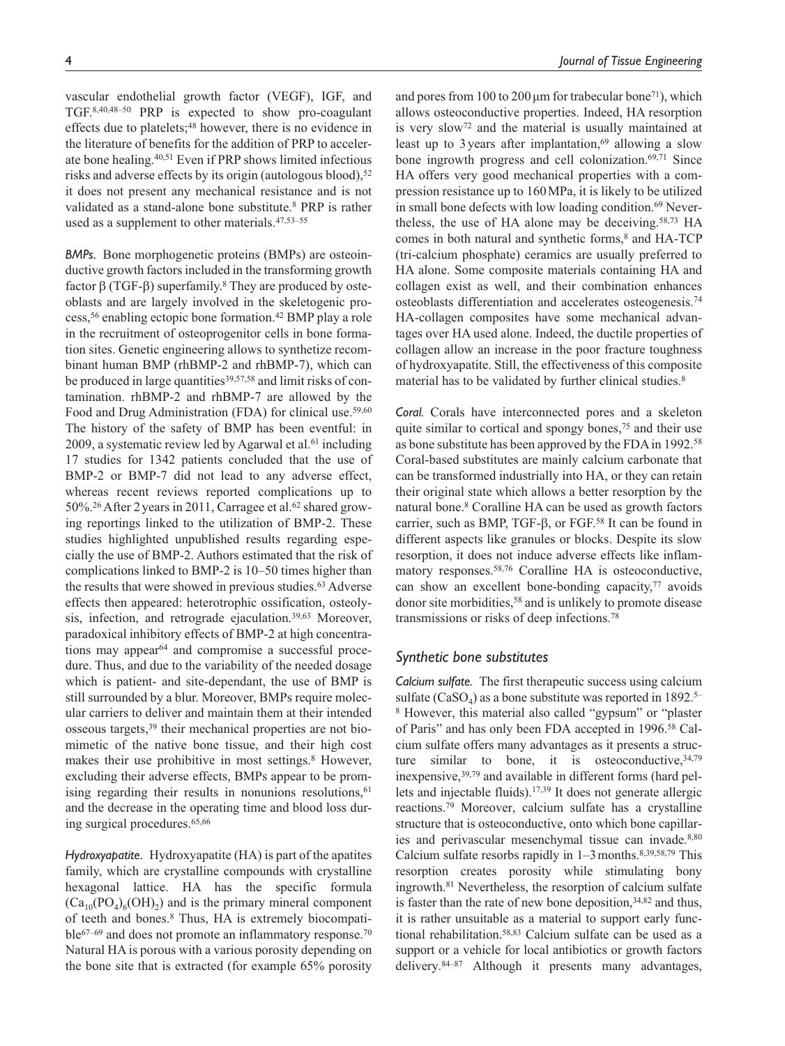vascular endothelial growth factor (VEGF), IGF, and TGF.[8,40,48–50] PRP is expected to show pro-coagulant effects due to platelets;[48] however, there is no evidence in the literature of benefits for the addition of PRP to accelerate bone healing.[40,51] Even if PRP shows limited infectious risks and adverse effects by its origin (autologous blood),[52] it does not present any mechanical resistance and is not validated as a stand-alone bone substitute.[8] PRP is rather used as a supplement to other materials.[47,53–55]

*BMPs.* Bone morphogenetic proteins (BMPs) are osteoinductive growth factors included in the transforming growth factor β (TGF-β) superfamily.[8] They are produced by osteoblasts and are largely involved in the skeletogenic process,[56] enabling ectopic bone formation.[42] BMP play a role in the recruitment of osteoprogenitor cells in bone formation sites. Genetic engineering allows to synthetize recombinant human BMP (rhBMP-2 and rhBMP-7), which can be produced in large quantities[39,57,58] and limit risks of contamination. rhBMP-2 and rhBMP-7 are allowed by the Food and Drug Administration (FDA) for clinical use.[59,60] The history of the safety of BMP has been eventful: in 2009, a systematic review led by Agarwal et al.[61] including 17 studies for 1342 patients concluded that the use of BMP-2 or BMP-7 did not lead to any adverse effect, whereas recent reviews reported complications up to 50%.[26] After 2 years in 2011, Carragee et al.[62] shared growing reportings linked to the utilization of BMP-2. These studies highlighted unpublished results regarding especially the use of BMP-2. Authors estimated that the risk of complications linked to BMP-2 is 10–50 times higher than the results that were showed in previous studies.[63] Adverse effects then appeared: heterotrophic ossification, osteolysis, infection, and retrograde ejaculation.[39,63] Moreover, paradoxical inhibitory effects of BMP-2 at high concentrations may appear[64] and compromise a successful procedure. Thus, and due to the variability of the needed dosage which is patient- and site-dependant, the use of BMP is still surrounded by a blur. Moreover, BMPs require molecular carriers to deliver and maintain them at their intended osseous targets,[39] their mechanical properties are not biomimetic of the native bone tissue, and their high cost makes their use prohibitive in most settings.[8] However, excluding their adverse effects, BMPs appear to be promising regarding their results in nonunions resolutions,[61] and the decrease in the operating time and blood loss during surgical procedures.[65,66]

*Hydroxyapatite.* Hydroxyapatite (HA) is part of the apatites family, which are crystalline compounds with crystalline hexagonal lattice. HA has the specific formula $(Ca_{10}(PO_4)_6(OH)_2)$ and is the primary mineral component of teeth and bones.[8] Thus, HA is extremely biocompatible[67–69] and does not promote an inflammatory response.[70] Natural HA is porous with a various porosity depending on the bone site that is extracted (for example 65% porosity and pores from 100 to 200 μm for trabecular bone[71]), which allows osteoconductive properties. Indeed, HA resorption is very slow[72] and the material is usually maintained at least up to 3 years after implantation,[69] allowing a slow bone ingrowth progress and cell colonization.[69,71] Since HA offers very good mechanical properties with a compression resistance up to 160 MPa, it is likely to be utilized in small bone defects with low loading condition.[69] Nevertheless, the use of HA alone may be deceiving.[58,73] HA comes in both natural and synthetic forms,[8] and HA-TCP (tri-calcium phosphate) ceramics are usually preferred to HA alone. Some composite materials containing HA and collagen exist as well, and their combination enhances osteoblasts differentiation and accelerates osteogenesis.[74] HA-collagen composites have some mechanical advantages over HA used alone. Indeed, the ductile properties of collagen allow an increase in the poor fracture toughness of hydroxyapatite. Still, the effectiveness of this composite material has to be validated by further clinical studies.[8]

*Coral.* Corals have interconnected pores and a skeleton quite similar to cortical and spongy bones,[75] and their use as bone substitute has been approved by the FDA in 1992.[58] Coral-based substitutes are mainly calcium carbonate that can be transformed industrially into HA, or they can retain their original state which allows a better resorption by the natural bone.[8] Coralline HA can be used as growth factors carrier, such as BMP, TGF-β, or FGF.[58] It can be found in different aspects like granules or blocks. Despite its slow resorption, it does not induce adverse effects like inflammatory responses.[58,76] Coralline HA is osteoconductive, can show an excellent bone-bonding capacity,[77] avoids donor site morbidities,[58] and is unlikely to promote disease transmissions or risks of deep infections.[78]

## Synthetic bone substitutes

*Calcium sulfate.* The first therapeutic success using calcium sulfate ($CaSO_4$) as a bone substitute was reported in 1892.[5–8] However, this material also called "gypsum" or "plaster of Paris" and has only been FDA accepted in 1996.[58] Calcium sulfate offers many advantages as it presents a structure similar to bone, it is osteoconductive,[34,79] inexpensive,[39,79] and available in different forms (hard pellets and injectable fluids).[17,39] It does not generate allergic reactions.[79] Moreover, calcium sulfate has a crystalline structure that is osteoconductive, onto which bone capillaries and perivascular mesenchymal tissue can invade.[8,80] Calcium sulfate resorbs rapidly in 1–3 months.[8,39,58,79] This resorption creates porosity while stimulating bony ingrowth.[81] Nevertheless, the resorption of calcium sulfate is faster than the rate of new bone deposition,[34,82] and thus, it is rather unsuitable as a material to support early functional rehabilitation.[58,83] Calcium sulfate can be used as a support or a vehicle for local antibiotics or growth factors delivery.[84–87] Although it presents many advantages,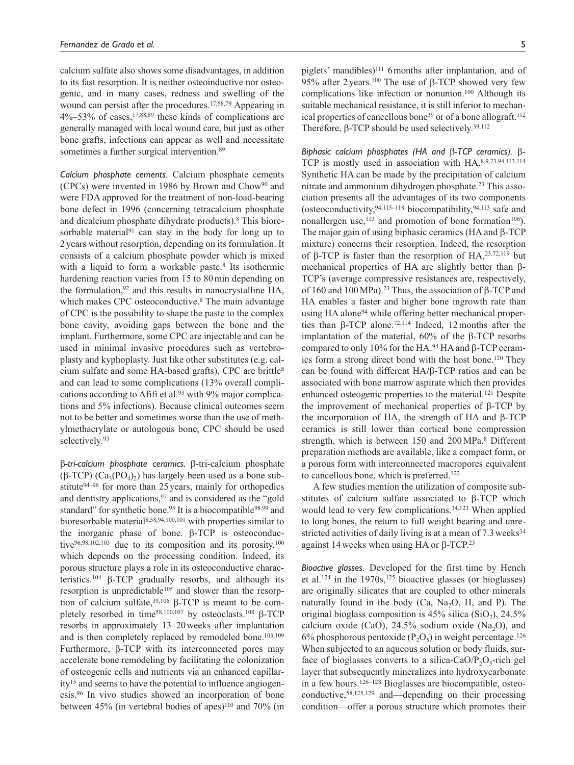calcium sulfate also shows some disadvantages, in addition to its fast resorption. It is neither osteoinductive nor osteogenic, and in many cases, redness and swelling of the wound can persist after the procedures.[17,58,79] Appearing in 4%–53% of cases,[17,88,89] these kinds of complications are generally managed with local wound care, but just as other bone grafts, infections can appear as well and necessitate sometimes a further surgical intervention.[89]

*Calcium phosphate cements.* Calcium phosphate cements (CPCs) were invented in 1986 by Brown and Chow[90] and were FDA approved for the treatment of non-load-bearing bone defect in 1996 (concerning tetracalcium phosphate and dicalcium phosphate dihydrate products).[8] This bioresorbable material[91] can stay in the body for long up to 2 years without resorption, depending on its formulation. It consists of a calcium phosphate powder which is mixed with a liquid to form a workable paste.[8] Its isothermic hardening reaction varies from 15 to 80 min depending on the formulation,[92] and this results in nanocrystalline HA, which makes CPC osteoconductive.[8] The main advantage of CPC is the possibility to shape the paste to the complex bone cavity, avoiding gaps between the bone and the implant. Furthermore, some CPC are injectable and can be used in minimal invasive procedures such as vertebroplasty and kyphoplasty. Just like other substitutes (e.g. calcium sulfate and some HA-based grafts), CPC are brittle[8] and can lead to some complications (13% overall complications according to Afifi et al.[93] with 9% major complications and 5% infections). Because clinical outcomes seem not to be better and sometimes worse than the use of methylmethacrylate or autologous bone, CPC should be used selectively.[93]

*β-tri-calcium phosphate ceramics.* β-tri-calcium phosphate (β-TCP) ($Ca_3(PO_4)_2$) has largely been used as a bone substitute[94–96] for more than 25 years, mainly for orthopedics and dentistry applications,[97] and is considered as the "gold standard" for synthetic bone.[95] It is a biocompatible[98,99] and bioresorbable material[8,58,94,100,101] with properties similar to the inorganic phase of bone. β-TCP is osteoconductive[96,98,102,103] due to its composition and its porosity,[100] which depends on the processing condition. Indeed, its porous structure plays a role in its osteoconductive characteristics.[104] β-TCP gradually resorbs, and although its resorption is unpredictable[105] and slower than the resorption of calcium sulfate,[39,106] β-TCP is meant to be completely resorbed in time[58,100,107] by osteoclasts.[108] β-TCP resorbs in approximately 13–20 weeks after implantation and is then completely replaced by remodeled bone.[103,109] Furthermore, β-TCP with its interconnected pores may accelerate bone remodeling by facilitating the colonization of osteogenic cells and nutrients via an enhanced capillarity[15] and seems to have the potential to influence angiogenesis.[96] In vivo studies showed an incorporation of bone between 45% (in vertebral bodies of apes)[110] and 70% (in piglets' mandibles)[111] 6 months after implantation, and of 95% after 2 years.[100] The use of β-TCP showed very few complications like infection or nonunion.[100] Although its suitable mechanical resistance, it is still inferior to mechanical properties of cancellous bone[39] or of a bone allograft.[112] Therefore, β-TCP should be used selectively.[39,112]

*Biphasic calcium phosphates (HA and β-TCP ceramics).* β-TCP is mostly used in association with HA.[8,9,23,94,113,114] Synthetic HA can be made by the precipitation of calcium nitrate and ammonium dihydrogen phosphate.[23] This association presents all the advantages of its two components (osteoconductivity,[94,115–118] biocompatibility,[94,113] safe and nonallergen use,[113] and promotion of bone formation[106]). The major gain of using biphasic ceramics (HA and β-TCP mixture) concerns their resorption. Indeed, the resorption of β-TCP is faster than the resorption of HA,[23,72,119] but mechanical properties of HA are slightly better than β-TCP's (average compressive resistances are, respectively, of 160 and 100 MPa).[23] Thus, the association of β-TCP and HA enables a faster and higher bone ingrowth rate than using HA alone[94] while offering better mechanical properties than β-TCP alone.[72,114] Indeed, 12 months after the implantation of the material, 60% of the β-TCP resorbs compared to only 10% for the HA.[94] HA and β-TCP ceramics form a strong direct bond with the host bone.[120] They can be found with different HA/β-TCP ratios and can be associated with bone marrow aspirate which then provides enhanced osteogenic properties to the material.[121] Despite the improvement of mechanical properties of β-TCP by the incorporation of HA, the strength of HA and β-TCP ceramics is still lower than cortical bone compression strength, which is between 150 and 200 MPa.[8] Different preparation methods are available, like a compact form, or a porous form with interconnected macropores equivalent to cancellous bone, which is preferred.[122]

A few studies mention the utilization of composite substitutes of calcium sulfate associated to β-TCP which would lead to very few complications.[34,123] When applied to long bones, the return to full weight bearing and unrestricted activities of daily living is at a mean of 7.3 weeks[34] against 14 weeks when using HA or β-TCP.[23]

*Bioactive glasses.* Developed for the first time by Hench et al.[124] in the 1970s,[125] bioactive glasses (or bioglasses) are originally silicates that are coupled to other minerals naturally found in the body (Ca, $Na_2O$, H, and P). The original bioglass composition is 45% silica ($SiO_2$), 24.5% calcium oxide (CaO), 24.5% sodium oxide ($Na_2O$), and 6% phosphorous pentoxide ($P_2O_5$) in weight percentage.[126] When subjected to an aqueous solution or body fluids, surface of bioglasses converts to a silica-$CaO/P_2O_5$-rich gel layer that subsequently mineralizes into hydroxycarbonate in a few hours.[126–128] Bioglasses are biocompatible, osteoconductive,[58,125,129] and—depending on their processing condition—offer a porous structure which promotes their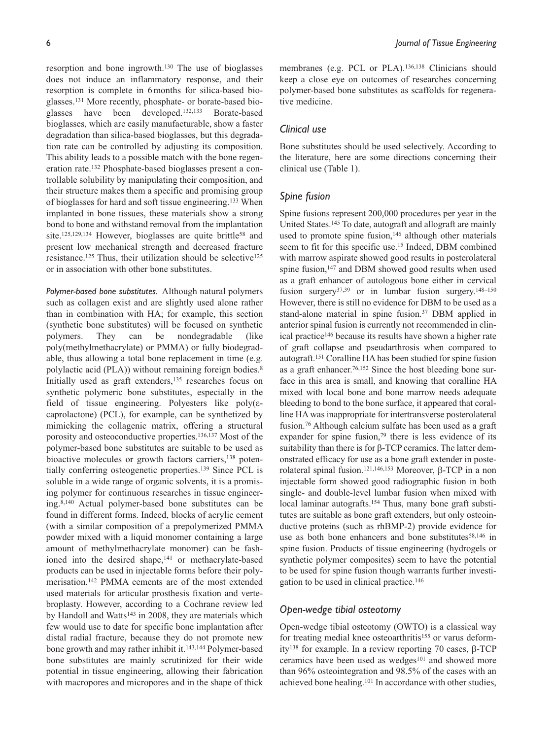resorption and bone ingrowth.[130] The use of bioglasses does not induce an inflammatory response, and their resorption is complete in 6 months for silica-based bioglasses.[131] More recently, phosphate- or borate-based bioglasses have been developed.[132,133] Borate-based bioglasses, which are easily manufacturable, show a faster degradation than silica-based bioglasses, but this degradation rate can be controlled by adjusting its composition. This ability leads to a possible match with the bone regeneration rate.[132] Phosphate-based bioglasses present a controllable solubility by manipulating their composition, and their structure makes them a specific and promising group of bioglasses for hard and soft tissue engineering.[133] When implanted in bone tissues, these materials show a strong bond to bone and withstand removal from the implantation site.[125,129,134] However, bioglasses are quite brittle[58] and present low mechanical strength and decreased fracture resistance.[125] Thus, their utilization should be selective[125] or in association with other bone substitutes.

*Polymer-based bone substitutes.* Although natural polymers such as collagen exist and are slightly used alone rather than in combination with HA; for example, this section (synthetic bone substitutes) will be focused on synthetic polymers. They can be nondegradable (like poly(methylmethacrylate) or PMMA) or fully biodegradable, thus allowing a total bone replacement in time (e.g. polylactic acid (PLA)) without remaining foreign bodies.[8] Initially used as graft extenders,[135] researches focus on synthetic polymeric bone substitutes, especially in the field of tissue engineering. Polyesters like poly(ε-caprolactone) (PCL), for example, can be synthetized by mimicking the collagenic matrix, offering a structural porosity and osteoconductive properties.[136,137] Most of the polymer-based bone substitutes are suitable to be used as bioactive molecules or growth factors carriers,[138] potentially conferring osteogenetic properties.[139] Since PCL is soluble in a wide range of organic solvents, it is a promising polymer for continuous researches in tissue engineering.[8,140] Actual polymer-based bone substitutes can be found in different forms. Indeed, blocks of acrylic cement (with a similar composition of a prepolymerized PMMA powder mixed with a liquid monomer containing a large amount of methylmethacrylate monomer) can be fashioned into the desired shape,[141] or methacrylate-based products can be used in injectable forms before their polymerisation.[142] PMMA cements are of the most extended used materials for articular prosthesis fixation and vertebroplasty. However, according to a Cochrane review led by Handoll and Watts[143] in 2008, they are materials which few would use to date for specific bone implantation after distal radial fracture, because they do not promote new bone growth and may rather inhibit it.[143,144] Polymer-based bone substitutes are mainly scrutinized for their wide potential in tissue engineering, allowing their fabrication with macropores and micropores and in the shape of thick membranes (e.g. PCL or PLA).[136,138] Clinicians should keep a close eye on outcomes of researches concerning polymer-based bone substitutes as scaffolds for regenerative medicine.

## Clinical use

Bone substitutes should be used selectively. According to the literature, here are some directions concerning their clinical use (Table 1).

## Spine fusion

Spine fusions represent 200,000 procedures per year in the United States.[145] To date, autograft and allograft are mainly used to promote spine fusion,[146] although other materials seem to fit for this specific use.[15] Indeed, DBM combined with marrow aspirate showed good results in posterolateral spine fusion,[147] and DBM showed good results when used as a graft enhancer of autologous bone either in cervical fusion surgery[37,39] or in lumbar fusion surgery.[148–150] However, there is still no evidence for DBM to be used as a stand-alone material in spine fusion.[37] DBM applied in anterior spinal fusion is currently not recommended in clinical practice[146] because its results have shown a higher rate of graft collapse and pseudarthrosis when compared to autograft.[151] Coralline HA has been studied for spine fusion as a graft enhancer.[76,152] Since the host bleeding bone surface in this area is small, and knowing that coralline HA mixed with local bone and bone marrow needs adequate bleeding to bond to the bone surface, it appeared that coralline HA was inappropriate for intertransverse posterolateral fusion.[76] Although calcium sulfate has been used as a graft expander for spine fusion,[79] there is less evidence of its suitability than there is for β-TCP ceramics. The latter demonstrated efficacy for use as a bone graft extender in posterolateral spinal fusion.[121,146,153] Moreover, β-TCP in a non injectable form showed good radiographic fusion in both single- and double-level lumbar fusion when mixed with local laminar autografts.[154] Thus, many bone graft substitutes are suitable as bone graft extenders, but only osteoinductive proteins (such as rhBMP-2) provide evidence for use as both bone enhancers and bone substitutes[58,146] in spine fusion. Products of tissue engineering (hydrogels or synthetic polymer composites) seem to have the potential to be used for spine fusion though warrants further investigation to be used in clinical practice.[146]

## Open-wedge tibial osteotomy

Open-wedge tibial osteotomy (OWTO) is a classical way for treating medial knee osteoarthritis[155] or varus deformity[138] for example. In a review reporting 70 cases, β-TCP ceramics have been used as wedges[101] and showed more than 96% osteointegration and 98.5% of the cases with an achieved bone healing.[101] In accordance with other studies,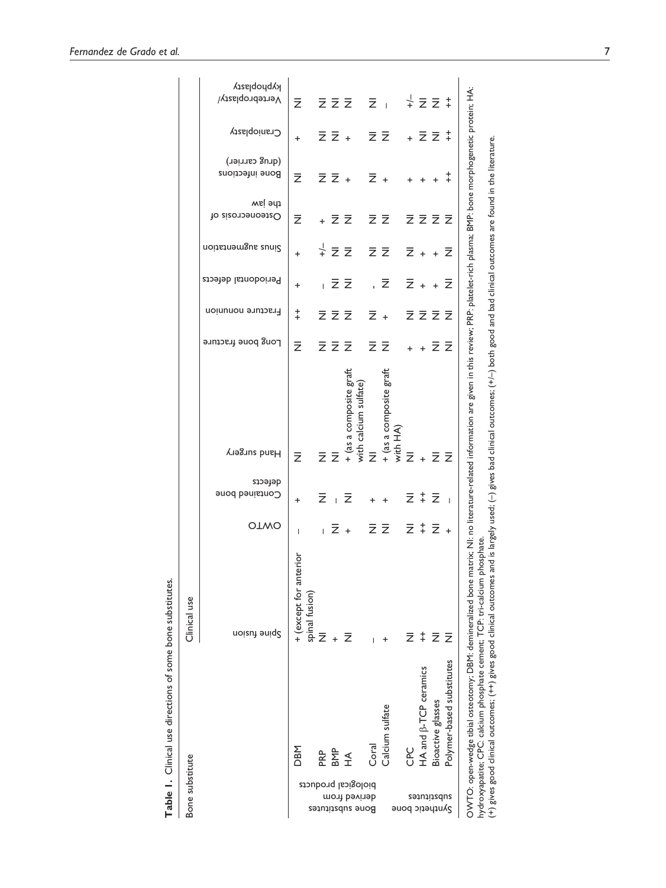**Table 1.** Clinical use directions of some bone substitutes.

| Bone substitute | | Clinical use | | | | | | | | | | | |
|---|---|---|---|---|---|---|---|---|---|---|---|---|---|
| | | Spine fusion | OWTO | Contained bone defects | Hand surgery | Long bone fracture | Fracture nonunion | Periodontal defects | Sinus augmentation | Osteonecrosis of the jaw | Bone infections (drug carrier) | Cranioplasty | Vertebroplasty/kyphoplasty |
| Bone substitutes derived from biological products | DBM | + (except for anterior spinal fusion) | – | + | NI | NI | ++ | + | + | NI | NI | + | NI |
| | PRP | NI | – | NI | NI | NI | NI | – | +/– | + | NI | NI | NI |
| | BMP | + | NI | – | NI | NI | NI | NI | NI | NI | NI | NI | NI |
| | HA | NI | + | NI | + (as a composite graft with calcium sulfate) | NI | NI | NI | NI | NI | + | + | NI |
| | Coral | – | NI | + | NI | NI | NI | - | NI | NI | NI | NI | NI |
| | Calcium sulfate | + | NI | + | + (as a composite graft with HA) | NI | + | NI | NI | NI | + | NI | – |
| Synthetic bone substitutes | CPC | NI | NI | NI | NI | + | NI | NI | NI | NI | + | + | +/– |
| | HA and β-TCP ceramics | ++ | ++ | ++ | + | + | NI | + | + | NI | + | NI | NI |
| | Bioactive glasses | NI | NI | NI | NI | NI | NI | + | + | NI | + | NI | NI |
| | Polymer-based substitutes | NI | + | – | NI | NI | NI | NI | NI | NI | ++ | ++ | ++ |

OWTO: open-wedge tibial osteotomy; DBM: demineralized bone matrix; NI: no literature-related information are given in this review; PRP: platelet-rich plasma; BMP: bone morphogenetic protein; HA: hydroxyapatite; CPC: calcium phosphate cement; TCP: tri-calcium phosphate.
(+) gives good clinical outcomes; (++) gives good clinical outcomes and is largely used; (–) gives bad clinical outcomes; (+/–) both good and bad clinical outcomes are found in the literature.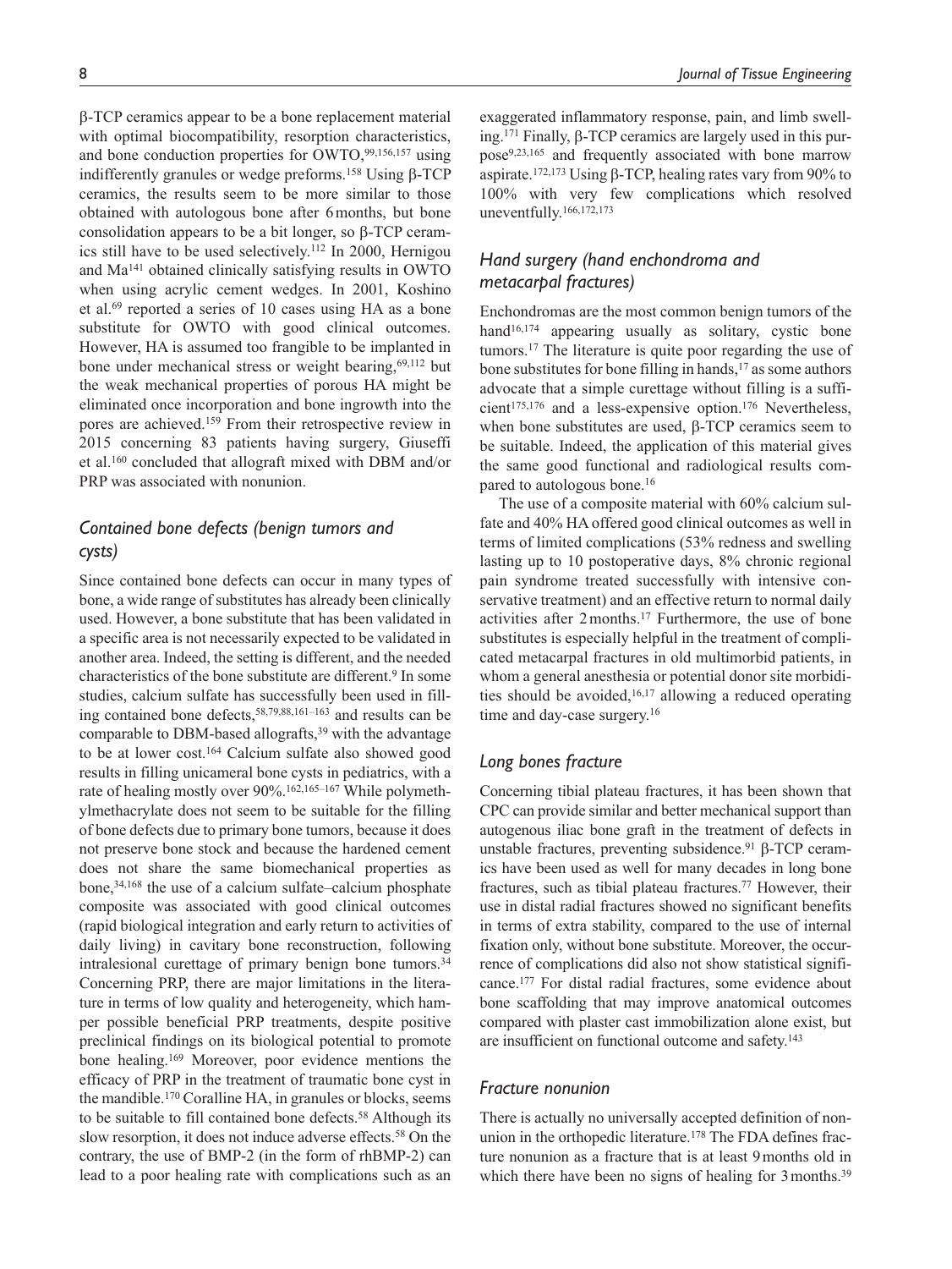β-TCP ceramics appear to be a bone replacement material with optimal biocompatibility, resorption characteristics, and bone conduction properties for OWTO,[99,156,157] using indifferently granules or wedge preforms.[158] Using β-TCP ceramics, the results seem to be more similar to those obtained with autologous bone after 6 months, but bone consolidation appears to be a bit longer, so β-TCP ceramics still have to be used selectively.[112] In 2000, Hernigou and Ma[141] obtained clinically satisfying results in OWTO when using acrylic cement wedges. In 2001, Koshino et al.[69] reported a series of 10 cases using HA as a bone substitute for OWTO with good clinical outcomes. However, HA is assumed too frangible to be implanted in bone under mechanical stress or weight bearing,[69,112] but the weak mechanical properties of porous HA might be eliminated once incorporation and bone ingrowth into the pores are achieved.[159] From their retrospective review in 2015 concerning 83 patients having surgery, Giuseffi et al.[160] concluded that allograft mixed with DBM and/or PRP was associated with nonunion.

## *Contained bone defects (benign tumors and cysts)*

Since contained bone defects can occur in many types of bone, a wide range of substitutes has already been clinically used. However, a bone substitute that has been validated in a specific area is not necessarily expected to be validated in another area. Indeed, the setting is different, and the needed characteristics of the bone substitute are different.[9] In some studies, calcium sulfate has successfully been used in filling contained bone defects,[58,79,88,161–163] and results can be comparable to DBM-based allografts,[39] with the advantage to be at lower cost.[164] Calcium sulfate also showed good results in filling unicameral bone cysts in pediatrics, with a rate of healing mostly over 90%.[162,165–167] While polymethylmethacrylate does not seem to be suitable for the filling of bone defects due to primary bone tumors, because it does not preserve bone stock and because the hardened cement does not share the same biomechanical properties as bone,[34,168] the use of a calcium sulfate–calcium phosphate composite was associated with good clinical outcomes (rapid biological integration and early return to activities of daily living) in cavitary bone reconstruction, following intralesional curettage of primary benign bone tumors.[34] Concerning PRP, there are major limitations in the literature in terms of low quality and heterogeneity, which hamper possible beneficial PRP treatments, despite positive preclinical findings on its biological potential to promote bone healing.[169] Moreover, poor evidence mentions the efficacy of PRP in the treatment of traumatic bone cyst in the mandible.[170] Coralline HA, in granules or blocks, seems to be suitable to fill contained bone defects.[58] Although its slow resorption, it does not induce adverse effects.[58] On the contrary, the use of BMP-2 (in the form of rhBMP-2) can lead to a poor healing rate with complications such as an exaggerated inflammatory response, pain, and limb swelling.[171] Finally, β-TCP ceramics are largely used in this purpose[9,23,165] and frequently associated with bone marrow aspirate.[172,173] Using β-TCP, healing rates vary from 90% to 100% with very few complications which resolved uneventfully.[166,172,173]

## *Hand surgery (hand enchondroma and metacarpal fractures)*

Enchondromas are the most common benign tumors of the hand[16,174] appearing usually as solitary, cystic bone tumors.[17] The literature is quite poor regarding the use of bone substitutes for bone filling in hands,[17] as some authors advocate that a simple curettage without filling is a sufficient[175,176] and a less-expensive option.[176] Nevertheless, when bone substitutes are used, β-TCP ceramics seem to be suitable. Indeed, the application of this material gives the same good functional and radiological results compared to autologous bone.[16]

The use of a composite material with 60% calcium sulfate and 40% HA offered good clinical outcomes as well in terms of limited complications (53% redness and swelling lasting up to 10 postoperative days, 8% chronic regional pain syndrome treated successfully with intensive conservative treatment) and an effective return to normal daily activities after 2 months.[17] Furthermore, the use of bone substitutes is especially helpful in the treatment of complicated metacarpal fractures in old multimorbid patients, in whom a general anesthesia or potential donor site morbidities should be avoided,[16,17] allowing a reduced operating time and day-case surgery.[16]

## *Long bones fracture*

Concerning tibial plateau fractures, it has been shown that CPC can provide similar and better mechanical support than autogenous iliac bone graft in the treatment of defects in unstable fractures, preventing subsidence.[91] β-TCP ceramics have been used as well for many decades in long bone fractures, such as tibial plateau fractures.[77] However, their use in distal radial fractures showed no significant benefits in terms of extra stability, compared to the use of internal fixation only, without bone substitute. Moreover, the occurrence of complications did also not show statistical significance.[177] For distal radial fractures, some evidence about bone scaffolding that may improve anatomical outcomes compared with plaster cast immobilization alone exist, but are insufficient on functional outcome and safety.[143]

## *Fracture nonunion*

There is actually no universally accepted definition of nonunion in the orthopedic literature.[178] The FDA defines fracture nonunion as a fracture that is at least 9 months old in which there have been no signs of healing for 3 months.[39]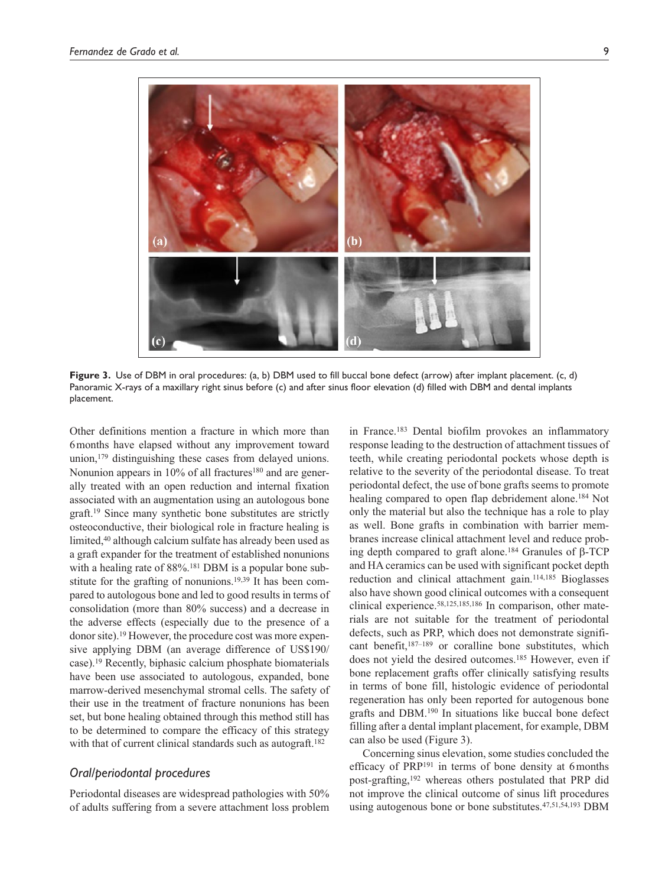**Figure 3.** Use of DBM in oral procedures: (a, b) DBM used to fill buccal bone defect (arrow) after implant placement. (c, d) Panoramic X-rays of a maxillary right sinus before (c) and after sinus floor elevation (d) filled with DBM and dental implants placement.

Other definitions mention a fracture in which more than 6 months have elapsed without any improvement toward union,[179] distinguishing these cases from delayed unions. Nonunion appears in 10% of all fractures[180] and are generally treated with an open reduction and internal fixation associated with an augmentation using an autologous bone graft.[19] Since many synthetic bone substitutes are strictly osteoconductive, their biological role in fracture healing is limited,[40] although calcium sulfate has already been used as a graft expander for the treatment of established nonunions with a healing rate of 88%.[181] DBM is a popular bone substitute for the grafting of nonunions.[19,39] It has been compared to autologous bone and led to good results in terms of consolidation (more than 80% success) and a decrease in the adverse effects (especially due to the presence of a donor site).[19] However, the procedure cost was more expensive applying DBM (an average difference of US$190/case).[19] Recently, biphasic calcium phosphate biomaterials have been use associated to autologous, expanded, bone marrow-derived mesenchymal stromal cells. The safety of their use in the treatment of fracture nonunions has been set, but bone healing obtained through this method still has to be determined to compare the efficacy of this strategy with that of current clinical standards such as autograft.[182]

### *Oral/periodontal procedures*

Periodontal diseases are widespread pathologies with 50% of adults suffering from a severe attachment loss problem in France.[183] Dental biofilm provokes an inflammatory response leading to the destruction of attachment tissues of teeth, while creating periodontal pockets whose depth is relative to the severity of the periodontal disease. To treat periodontal defect, the use of bone grafts seems to promote healing compared to open flap debridement alone.[184] Not only the material but also the technique has a role to play as well. Bone grafts in combination with barrier membranes increase clinical attachment level and reduce probing depth compared to graft alone.[184] Granules of β-TCP and HA ceramics can be used with significant pocket depth reduction and clinical attachment gain.[114,185] Bioglasses also have shown good clinical outcomes with a consequent clinical experience.[58,125,185,186] In comparison, other materials are not suitable for the treatment of periodontal defects, such as PRP, which does not demonstrate significant benefit,[187–189] or coralline bone substitutes, which does not yield the desired outcomes.[185] However, even if bone replacement grafts offer clinically satisfying results in terms of bone fill, histologic evidence of periodontal regeneration has only been reported for autogenous bone grafts and DBM.[190] In situations like buccal bone defect filling after a dental implant placement, for example, DBM can also be used (Figure 3).

Concerning sinus elevation, some studies concluded the efficacy of PRP[191] in terms of bone density at 6 months post-grafting,[192] whereas others postulated that PRP did not improve the clinical outcome of sinus lift procedures using autogenous bone or bone substitutes.[47,51,54,193] DBM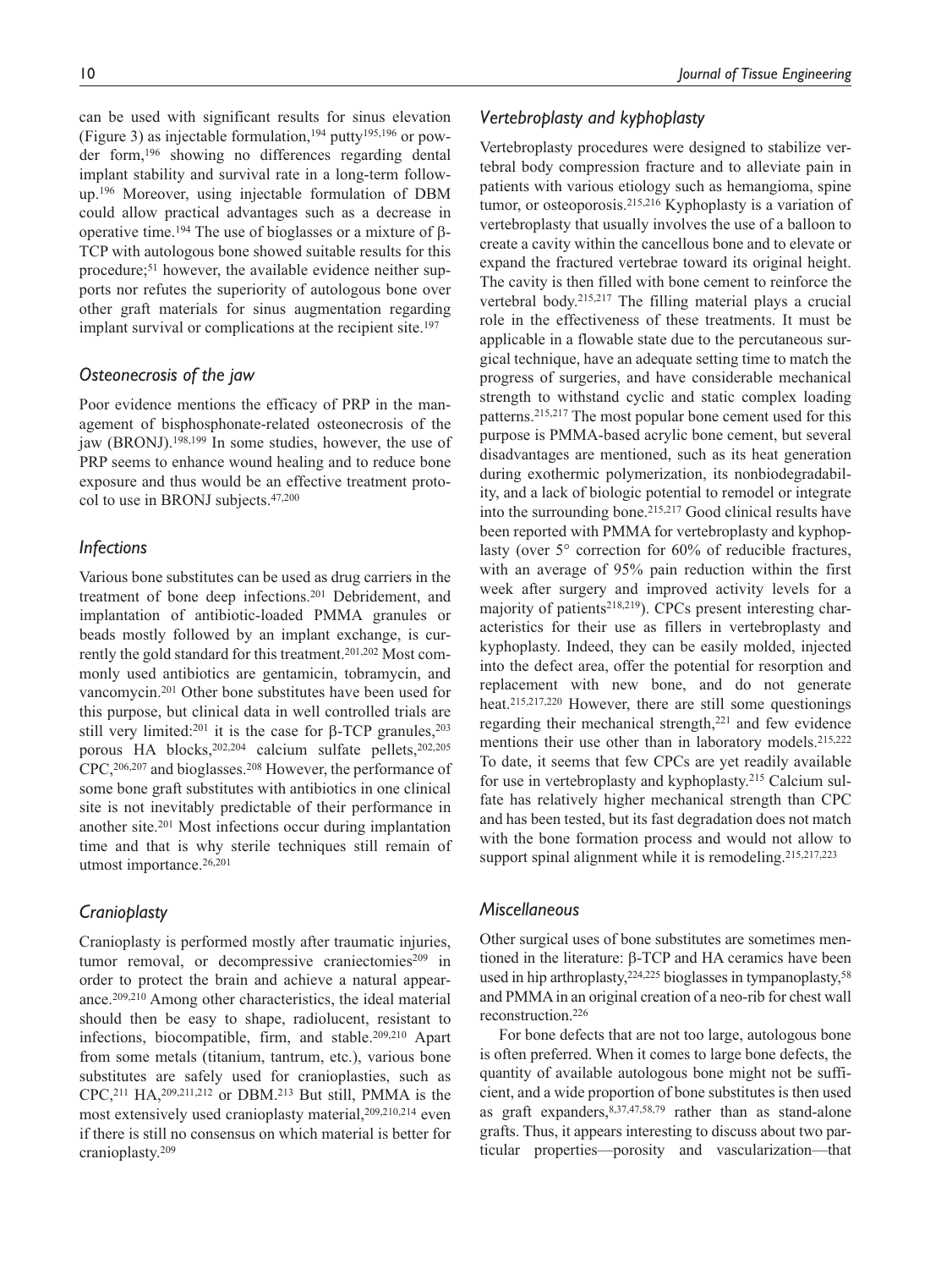can be used with significant results for sinus elevation (Figure 3) as injectable formulation,[194] putty[195,196] or powder form,[196] showing no differences regarding dental implant stability and survival rate in a long-term follow-up.[196] Moreover, using injectable formulation of DBM could allow practical advantages such as a decrease in operative time.[194] The use of bioglasses or a mixture of β-TCP with autologous bone showed suitable results for this procedure;[51] however, the available evidence neither supports nor refutes the superiority of autologous bone over other graft materials for sinus augmentation regarding implant survival or complications at the recipient site.[197]

### *Osteonecrosis of the jaw*

Poor evidence mentions the efficacy of PRP in the management of bisphosphonate-related osteonecrosis of the jaw (BRONJ).[198,199] In some studies, however, the use of PRP seems to enhance wound healing and to reduce bone exposure and thus would be an effective treatment protocol to use in BRONJ subjects.[47,200]

### *Infections*

Various bone substitutes can be used as drug carriers in the treatment of bone deep infections.[201] Debridement, and implantation of antibiotic-loaded PMMA granules or beads mostly followed by an implant exchange, is currently the gold standard for this treatment.[201,202] Most commonly used antibiotics are gentamicin, tobramycin, and vancomycin.[201] Other bone substitutes have been used for this purpose, but clinical data in well controlled trials are still very limited:[201] it is the case for β-TCP granules,[203] porous HA blocks,[202,204] calcium sulfate pellets,[202,205] CPC,[206,207] and bioglasses.[208] However, the performance of some bone graft substitutes with antibiotics in one clinical site is not inevitably predictable of their performance in another site.[201] Most infections occur during implantation time and that is why sterile techniques still remain of utmost importance.[26,201]

### *Cranioplasty*

Cranioplasty is performed mostly after traumatic injuries, tumor removal, or decompressive craniectomies[209] in order to protect the brain and achieve a natural appearance.[209,210] Among other characteristics, the ideal material should then be easy to shape, radiolucent, resistant to infections, biocompatible, firm, and stable.[209,210] Apart from some metals (titanium, tantrum, etc.), various bone substitutes are safely used for cranioplasties, such as CPC,[211] HA,[209,211,212] or DBM.[213] But still, PMMA is the most extensively used cranioplasty material,[209,210,214] even if there is still no consensus on which material is better for cranioplasty.[209]

### *Vertebroplasty and kyphoplasty*

Vertebroplasty procedures were designed to stabilize vertebral body compression fracture and to alleviate pain in patients with various etiology such as hemangioma, spine tumor, or osteoporosis.[215,216] Kyphoplasty is a variation of vertebroplasty that usually involves the use of a balloon to create a cavity within the cancellous bone and to elevate or expand the fractured vertebrae toward its original height. The cavity is then filled with bone cement to reinforce the vertebral body.[215,217] The filling material plays a crucial role in the effectiveness of these treatments. It must be applicable in a flowable state due to the percutaneous surgical technique, have an adequate setting time to match the progress of surgeries, and have considerable mechanical strength to withstand cyclic and static complex loading patterns.[215,217] The most popular bone cement used for this purpose is PMMA-based acrylic bone cement, but several disadvantages are mentioned, such as its heat generation during exothermic polymerization, its nonbiodegradability, and a lack of biologic potential to remodel or integrate into the surrounding bone.[215,217] Good clinical results have been reported with PMMA for vertebroplasty and kyphoplasty (over 5° correction for 60% of reducible fractures, with an average of 95% pain reduction within the first week after surgery and improved activity levels for a majority of patients[218,219]). CPCs present interesting characteristics for their use as fillers in vertebroplasty and kyphoplasty. Indeed, they can be easily molded, injected into the defect area, offer the potential for resorption and replacement with new bone, and do not generate heat.[215,217,220] However, there are still some questionings regarding their mechanical strength,[221] and few evidence mentions their use other than in laboratory models.[215,222] To date, it seems that few CPCs are yet readily available for use in vertebroplasty and kyphoplasty.[215] Calcium sulfate has relatively higher mechanical strength than CPC and has been tested, but its fast degradation does not match with the bone formation process and would not allow to support spinal alignment while it is remodeling.[215,217,223]

### *Miscellaneous*

Other surgical uses of bone substitutes are sometimes mentioned in the literature: β-TCP and HA ceramics have been used in hip arthroplasty,[224,225] bioglasses in tympanoplasty,[58] and PMMA in an original creation of a neo-rib for chest wall reconstruction.[226]

For bone defects that are not too large, autologous bone is often preferred. When it comes to large bone defects, the quantity of available autologous bone might not be sufficient, and a wide proportion of bone substitutes is then used as graft expanders,[8,37,47,58,79] rather than as stand-alone grafts. Thus, it appears interesting to discuss about two particular properties—porosity and vascularization—that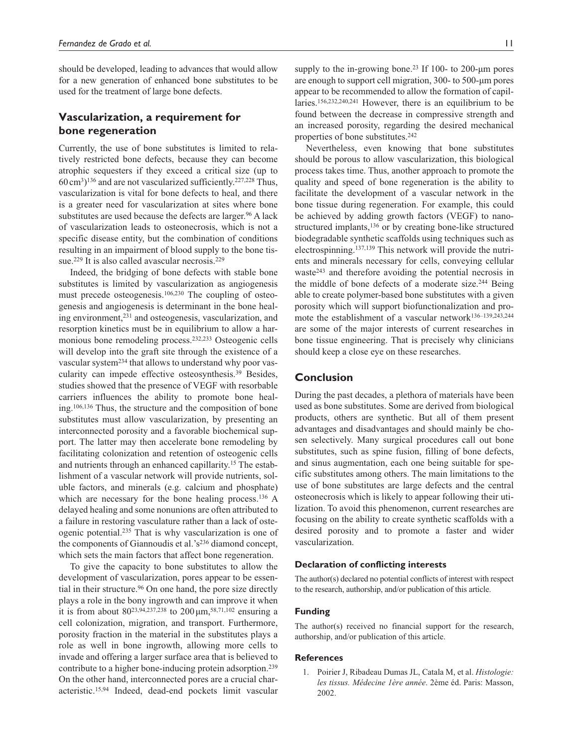should be developed, leading to advances that would allow for a new generation of enhanced bone substitutes to be used for the treatment of large bone defects.

## Vascularization, a requirement for bone regeneration

Currently, the use of bone substitutes is limited to relatively restricted bone defects, because they can become atrophic sequesters if they exceed a critical size (up to $60\,cm^3$)[136] and are not vascularized sufficiently.[227,228] Thus, vascularization is vital for bone defects to heal, and there is a greater need for vascularization at sites where bone substitutes are used because the defects are larger.[96] A lack of vascularization leads to osteonecrosis, which is not a specific disease entity, but the combination of conditions resulting in an impairment of blood supply to the bone tissue.[229] It is also called avascular necrosis.[229]

Indeed, the bridging of bone defects with stable bone substitutes is limited by vascularization as angiogenesis must precede osteogenesis.[106,230] The coupling of osteogenesis and angiogenesis is determinant in the bone healing environment,[231] and osteogenesis, vascularization, and resorption kinetics must be in equilibrium to allow a harmonious bone remodeling process.[232,233] Osteogenic cells will develop into the graft site through the existence of a vascular system[234] that allows to understand why poor vascularity can impede effective osteosynthesis.[39] Besides, studies showed that the presence of VEGF with resorbable carriers influences the ability to promote bone healing.[106,136] Thus, the structure and the composition of bone substitutes must allow vascularization, by presenting an interconnected porosity and a favorable biochemical support. The latter may then accelerate bone remodeling by facilitating colonization and retention of osteogenic cells and nutrients through an enhanced capillarity.[15] The establishment of a vascular network will provide nutrients, soluble factors, and minerals (e.g. calcium and phosphate) which are necessary for the bone healing process.[136] A delayed healing and some nonunions are often attributed to a failure in restoring vasculature rather than a lack of osteogenic potential.[235] That is why vascularization is one of the components of Giannoudis et al.'s[236] diamond concept, which sets the main factors that affect bone regeneration.

To give the capacity to bone substitutes to allow the development of vascularization, pores appear to be essential in their structure.[96] On one hand, the pore size directly plays a role in the bony ingrowth and can improve it when it is from about 80[23,94,237,238] to 200 µm,[58,71,102] ensuring a cell colonization, migration, and transport. Furthermore, porosity fraction in the material in the substitutes plays a role as well in bone ingrowth, allowing more cells to invade and offering a larger surface area that is believed to contribute to a higher bone-inducing protein adsorption.[239] On the other hand, interconnected pores are a crucial characteristic.[15,94] Indeed, dead-end pockets limit vascular supply to the in-growing bone.[23] If 100- to 200-µm pores are enough to support cell migration, 300- to 500-µm pores appear to be recommended to allow the formation of capillaries.[156,232,240,241] However, there is an equilibrium to be found between the decrease in compressive strength and an increased porosity, regarding the desired mechanical properties of bone substitutes.[242]

Nevertheless, even knowing that bone substitutes should be porous to allow vascularization, this biological process takes time. Thus, another approach to promote the quality and speed of bone regeneration is the ability to facilitate the development of a vascular network in the bone tissue during regeneration. For example, this could be achieved by adding growth factors (VEGF) to nanostructured implants,[136] or by creating bone-like structured biodegradable synthetic scaffolds using techniques such as electrospinning.[137,139] This network will provide the nutrients and minerals necessary for cells, conveying cellular waste[243] and therefore avoiding the potential necrosis in the middle of bone defects of a moderate size.[244] Being able to create polymer-based bone substitutes with a given porosity which will support biofunctionalization and promote the establishment of a vascular network[136–139,243,244] are some of the major interests of current researches in bone tissue engineering. That is precisely why clinicians should keep a close eye on these researches.

## Conclusion

During the past decades, a plethora of materials have been used as bone substitutes. Some are derived from biological products, others are synthetic. But all of them present advantages and disadvantages and should mainly be chosen selectively. Many surgical procedures call out bone substitutes, such as spine fusion, filling of bone defects, and sinus augmentation, each one being suitable for specific substitutes among others. The main limitations to the use of bone substitutes are large defects and the central osteonecrosis which is likely to appear following their utilization. To avoid this phenomenon, current researches are focusing on the ability to create synthetic scaffolds with a desired porosity and to promote a faster and wider vascularization.

### Declaration of conflicting interests

The author(s) declared no potential conflicts of interest with respect to the research, authorship, and/or publication of this article.

### Funding

The author(s) received no financial support for the research, authorship, and/or publication of this article.

### References

1. Poirier J, Ribadeau Dumas JL, Catala M, et al. *Histologie: les tissus. Médecine 1ère année*. 2ème éd. Paris: Masson, 2002.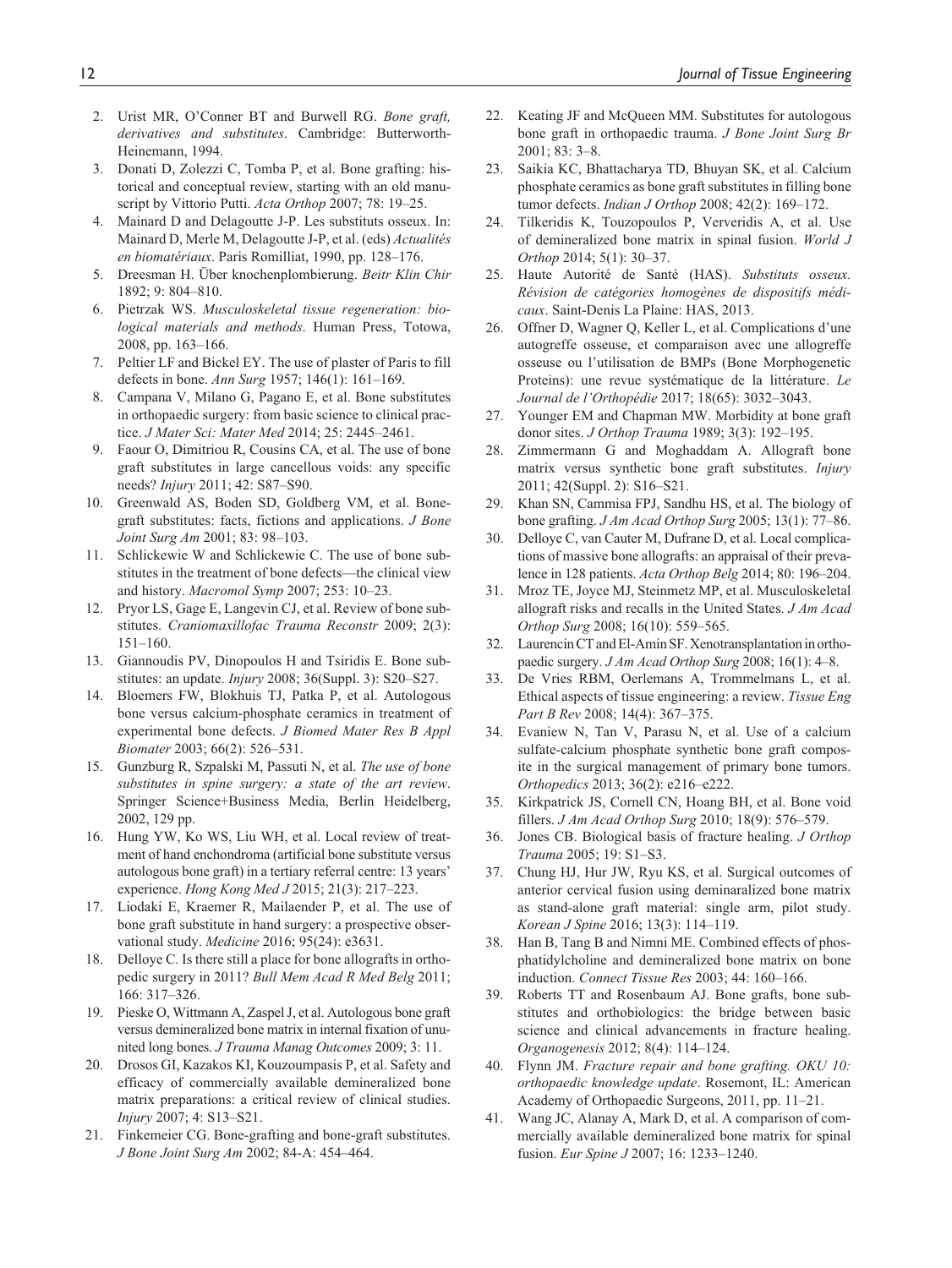2. Urist MR, O'Conner BT and Burwell RG. *Bone graft, derivatives and substitutes*. Cambridge: Butterworth-Heinemann, 1994.
3. Donati D, Zolezzi C, Tomba P, et al. Bone grafting: historical and conceptual review, starting with an old manuscript by Vittorio Putti. *Acta Orthop* 2007; 78: 19–25.
4. Mainard D and Delagoutte J-P. Les substituts osseux. In: Mainard D, Merle M, Delagoutte J-P, et al. (eds) *Actualités en biomatériaux*. Paris Romilliat, 1990, pp. 128–176.
5. Dreesman H. Über knochenplombierung. *Beitr Klin Chir* 1892; 9: 804–810.
6. Pietrzak WS. *Musculoskeletal tissue regeneration: biological materials and methods*. Human Press, Totowa, 2008, pp. 163–166.
7. Peltier LF and Bickel EY. The use of plaster of Paris to fill defects in bone. *Ann Surg* 1957; 146(1): 161–169.
8. Campana V, Milano G, Pagano E, et al. Bone substitutes in orthopaedic surgery: from basic science to clinical practice. *J Mater Sci: Mater Med* 2014; 25: 2445–2461.
9. Faour O, Dimitriou R, Cousins CA, et al. The use of bone graft substitutes in large cancellous voids: any specific needs? *Injury* 2011; 42: S87–S90.
10. Greenwald AS, Boden SD, Goldberg VM, et al. Bone-graft substitutes: facts, fictions and applications. *J Bone Joint Surg Am* 2001; 83: 98–103.
11. Schlickewie W and Schlickewie C. The use of bone substitutes in the treatment of bone defects—the clinical view and history. *Macromol Symp* 2007; 253: 10–23.
12. Pryor LS, Gage E, Langevin CJ, et al. Review of bone substitutes. *Craniomaxillofac Trauma Reconstr* 2009; 2(3): 151–160.
13. Giannoudis PV, Dinopoulos H and Tsiridis E. Bone substitutes: an update. *Injury* 2008; 36(Suppl. 3): S20–S27.
14. Bloemers FW, Blokhuis TJ, Patka P, et al. Autologous bone versus calcium-phosphate ceramics in treatment of experimental bone defects. *J Biomed Mater Res B Appl Biomater* 2003; 66(2): 526–531.
15. Gunzburg R, Szpalski M, Passuti N, et al. *The use of bone substitutes in spine surgery: a state of the art review*. Springer Science+Business Media, Berlin Heidelberg, 2002, 129 pp.
16. Hung YW, Ko WS, Liu WH, et al. Local review of treatment of hand enchondroma (artificial bone substitute versus autologous bone graft) in a tertiary referral centre: 13 years' experience. *Hong Kong Med J* 2015; 21(3): 217–223.
17. Liodaki E, Kraemer R, Mailaender P, et al. The use of bone graft substitute in hand surgery: a prospective observational study. *Medicine* 2016; 95(24): e3631.
18. Delloye C. Is there still a place for bone allografts in orthopedic surgery in 2011? *Bull Mem Acad R Med Belg* 2011; 166: 317–326.
19. Pieske O, Wittmann A, Zaspel J, et al. Autologous bone graft versus demineralized bone matrix in internal fixation of ununited long bones. *J Trauma Manag Outcomes* 2009; 3: 11.
20. Drosos GI, Kazakos KI, Kouzoumpasis P, et al. Safety and efficacy of commercially available demineralized bone matrix preparations: a critical review of clinical studies. *Injury* 2007; 4: S13–S21.
21. Finkemeier CG. Bone-grafting and bone-graft substitutes. *J Bone Joint Surg Am* 2002; 84-A: 454–464.
22. Keating JF and McQueen MM. Substitutes for autologous bone graft in orthopaedic trauma. *J Bone Joint Surg Br* 2001; 83: 3–8.
23. Saikia KC, Bhattacharya TD, Bhuyan SK, et al. Calcium phosphate ceramics as bone graft substitutes in filling bone tumor defects. *Indian J Orthop* 2008; 42(2): 169–172.
24. Tilkeridis K, Touzopoulos P, Ververidis A, et al. Use of demineralized bone matrix in spinal fusion. *World J Orthop* 2014; 5(1): 30–37.
25. Haute Autorité de Santé (HAS). *Substituts osseux. Révision de catégories homogènes de dispositifs médicaux*. Saint-Denis La Plaine: HAS, 2013.
26. Offner D, Wagner Q, Keller L, et al. Complications d'une autogreffe osseuse, et comparaison avec une allogreffe osseuse ou l'utilisation de BMPs (Bone Morphogenetic Proteins): une revue systématique de la littérature. *Le Journal de l'Orthopédie* 2017; 18(65): 3032–3043.
27. Younger EM and Chapman MW. Morbidity at bone graft donor sites. *J Orthop Trauma* 1989; 3(3): 192–195.
28. Zimmermann G and Moghaddam A. Allograft bone matrix versus synthetic bone graft substitutes. *Injury* 2011; 42(Suppl. 2): S16–S21.
29. Khan SN, Cammisa FPJ, Sandhu HS, et al. The biology of bone grafting. *J Am Acad Orthop Surg* 2005; 13(1): 77–86.
30. Delloye C, van Cauter M, Dufrane D, et al. Local complications of massive bone allografts: an appraisal of their prevalence in 128 patients. *Acta Orthop Belg* 2014; 80: 196–204.
31. Mroz TE, Joyce MJ, Steinmetz MP, et al. Musculoskeletal allograft risks and recalls in the United States. *J Am Acad Orthop Surg* 2008; 16(10): 559–565.
32. Laurencin CT and El-Amin SF. Xenotransplantation in orthopaedic surgery. *J Am Acad Orthop Surg* 2008; 16(1): 4–8.
33. De Vries RBM, Oerlemans A, Trommelmans L, et al. Ethical aspects of tissue engineering: a review. *Tissue Eng Part B Rev* 2008; 14(4): 367–375.
34. Evaniew N, Tan V, Parasu N, et al. Use of a calcium sulfate-calcium phosphate synthetic bone graft composite in the surgical management of primary bone tumors. *Orthopedics* 2013; 36(2): e216–e222.
35. Kirkpatrick JS, Cornell CN, Hoang BH, et al. Bone void fillers. *J Am Acad Orthop Surg* 2010; 18(9): 576–579.
36. Jones CB. Biological basis of fracture healing. *J Orthop Trauma* 2005; 19: S1–S3.
37. Chung HJ, Hur JW, Ryu KS, et al. Surgical outcomes of anterior cervical fusion using deminaralized bone matrix as stand-alone graft material: single arm, pilot study. *Korean J Spine* 2016; 13(3): 114–119.
38. Han B, Tang B and Nimni ME. Combined effects of phosphatidylcholine and demineralized bone matrix on bone induction. *Connect Tissue Res* 2003; 44: 160–166.
39. Roberts TT and Rosenbaum AJ. Bone grafts, bone substitutes and orthobiologics: the bridge between basic science and clinical advancements in fracture healing. *Organogenesis* 2012; 8(4): 114–124.
40. Flynn JM. *Fracture repair and bone grafting. OKU 10: orthopaedic knowledge update*. Rosemont, IL: American Academy of Orthopaedic Surgeons, 2011, pp. 11–21.
41. Wang JC, Alanay A, Mark D, et al. A comparison of commercially available demineralized bone matrix for spinal fusion. *Eur Spine J* 2007; 16: 1233–1240.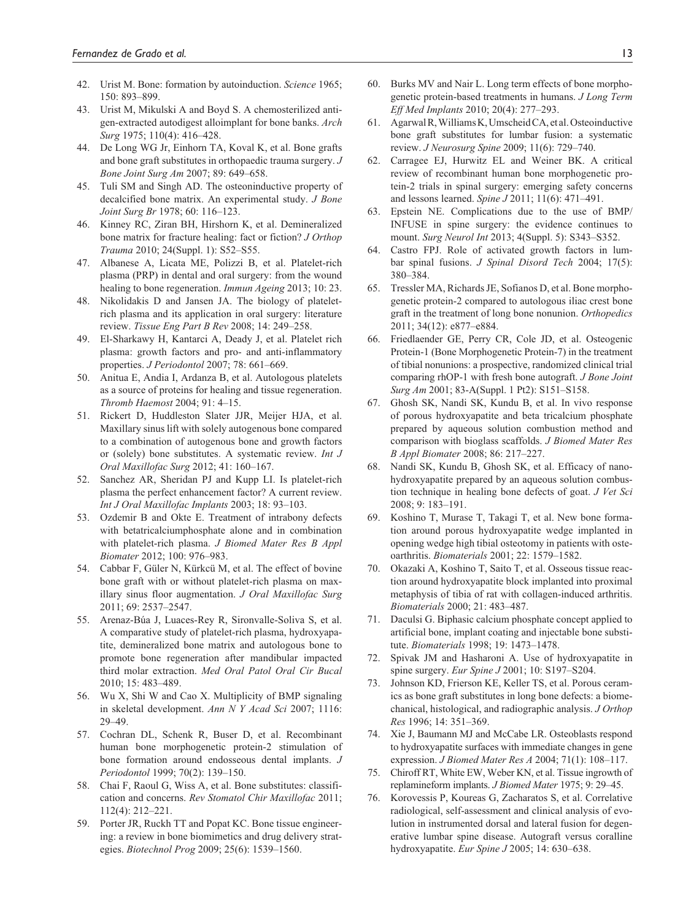42. Urist M. Bone: formation by autoinduction. *Science* 1965; 150: 893–899.
43. Urist M, Mikulski A and Boyd S. A chemosterilized antigen-extracted autodigest alloimplant for bone banks. *Arch Surg* 1975; 110(4): 416–428.
44. De Long WG Jr, Einhorn TA, Koval K, et al. Bone grafts and bone graft substitutes in orthopaedic trauma surgery. *J Bone Joint Surg Am* 2007; 89: 649–658.
45. Tuli SM and Singh AD. The osteoninductive property of decalcified bone matrix. An experimental study. *J Bone Joint Surg Br* 1978; 60: 116–123.
46. Kinney RC, Ziran BH, Hirshorn K, et al. Demineralized bone matrix for fracture healing: fact or fiction? *J Orthop Trauma* 2010; 24(Suppl. 1): S52–S55.
47. Albanese A, Licata ME, Polizzi B, et al. Platelet-rich plasma (PRP) in dental and oral surgery: from the wound healing to bone regeneration. *Immun Ageing* 2013; 10: 23.
48. Nikolidakis D and Jansen JA. The biology of platelet-rich plasma and its application in oral surgery: literature review. *Tissue Eng Part B Rev* 2008; 14: 249–258.
49. El-Sharkawy H, Kantarci A, Deady J, et al. Platelet rich plasma: growth factors and pro- and anti-inflammatory properties. *J Periodontol* 2007; 78: 661–669.
50. Anitua E, Andia I, Ardanza B, et al. Autologous platelets as a source of proteins for healing and tissue regeneration. *Thromb Haemost* 2004; 91: 4–15.
51. Rickert D, Huddleston Slater JJR, Meijer HJA, et al. Maxillary sinus lift with solely autogenous bone compared to a combination of autogenous bone and growth factors or (solely) bone substitutes. A systematic review. *Int J Oral Maxillofac Surg* 2012; 41: 160–167.
52. Sanchez AR, Sheridan PJ and Kupp LI. Is platelet-rich plasma the perfect enhancement factor? A current review. *Int J Oral Maxillofac Implants* 2003; 18: 93–103.
53. Ozdemir B and Okte E. Treatment of intrabony defects with betatricalciumphosphate alone and in combination with platelet-rich plasma. *J Biomed Mater Res B Appl Biomater* 2012; 100: 976–983.
54. Cabbar F, Güler N, Kürkcü M, et al. The effect of bovine bone graft with or without platelet-rich plasma on maxillary sinus floor augmentation. *J Oral Maxillofac Surg* 2011; 69: 2537–2547.
55. Arenaz-Búa J, Luaces-Rey R, Sironvalle-Soliva S, et al. A comparative study of platelet-rich plasma, hydroxyapatite, demineralized bone matrix and autologous bone to promote bone regeneration after mandibular impacted third molar extraction. *Med Oral Patol Oral Cir Bucal* 2010; 15: 483–489.
56. Wu X, Shi W and Cao X. Multiplicity of BMP signaling in skeletal development. *Ann N Y Acad Sci* 2007; 1116: 29–49.
57. Cochran DL, Schenk R, Buser D, et al. Recombinant human bone morphogenetic protein-2 stimulation of bone formation around endosseous dental implants. *J Periodontol* 1999; 70(2): 139–150.
58. Chai F, Raoul G, Wiss A, et al. Bone substitutes: classification and concerns. *Rev Stomatol Chir Maxillofac* 2011; 112(4): 212–221.
59. Porter JR, Ruckh TT and Popat KC. Bone tissue engineering: a review in bone biomimetics and drug delivery strategies. *Biotechnol Prog* 2009; 25(6): 1539–1560.
60. Burks MV and Nair L. Long term effects of bone morphogenetic protein-based treatments in humans. *J Long Term Eff Med Implants* 2010; 20(4): 277–293.
61. Agarwal R, Williams K, Umscheid CA, et al. Osteoinductive bone graft substitutes for lumbar fusion: a systematic review. *J Neurosurg Spine* 2009; 11(6): 729–740.
62. Carragee EJ, Hurwitz EL and Weiner BK. A critical review of recombinant human bone morphogenetic protein-2 trials in spinal surgery: emerging safety concerns and lessons learned. *Spine J* 2011; 11(6): 471–491.
63. Epstein NE. Complications due to the use of BMP/INFUSE in spine surgery: the evidence continues to mount. *Surg Neurol Int* 2013; 4(Suppl. 5): S343–S352.
64. Castro FPJ. Role of activated growth factors in lumbar spinal fusions. *J Spinal Disord Tech* 2004; 17(5): 380–384.
65. Tressler MA, Richards JE, Sofianos D, et al. Bone morphogenetic protein-2 compared to autologous iliac crest bone graft in the treatment of long bone nonunion. *Orthopedics* 2011; 34(12): e877–e884.
66. Friedlaender GE, Perry CR, Cole JD, et al. Osteogenic Protein-1 (Bone Morphogenetic Protein-7) in the treatment of tibial nonunions: a prospective, randomized clinical trial comparing rhOP-1 with fresh bone autograft. *J Bone Joint Surg Am* 2001; 83-A(Suppl. 1 Pt2): S151–S158.
67. Ghosh SK, Nandi SK, Kundu B, et al. In vivo response of porous hydroxyapatite and beta tricalcium phosphate prepared by aqueous solution combustion method and comparison with bioglass scaffolds. *J Biomed Mater Res B Appl Biomater* 2008; 86: 217–227.
68. Nandi SK, Kundu B, Ghosh SK, et al. Efficacy of nano-hydroxyapatite prepared by an aqueous solution combustion technique in healing bone defects of goat. *J Vet Sci* 2008; 9: 183–191.
69. Koshino T, Murase T, Takagi T, et al. New bone formation around porous hydroxyapatite wedge implanted in opening wedge high tibial osteotomy in patients with osteoarthritis. *Biomaterials* 2001; 22: 1579–1582.
70. Okazaki A, Koshino T, Saito T, et al. Osseous tissue reaction around hydroxyapatite block implanted into proximal metaphysis of tibia of rat with collagen-induced arthritis. *Biomaterials* 2000; 21: 483–487.
71. Daculsi G. Biphasic calcium phosphate concept applied to artificial bone, implant coating and injectable bone substitute. *Biomaterials* 1998; 19: 1473–1478.
72. Spivak JM and Hasharoni A. Use of hydroxyapatite in spine surgery. *Eur Spine J* 2001; 10: S197–S204.
73. Johnson KD, Frierson KE, Keller TS, et al. Porous ceramics as bone graft substitutes in long bone defects: a biomechanical, histological, and radiographic analysis. *J Orthop Res* 1996; 14: 351–369.
74. Xie J, Baumann MJ and McCabe LR. Osteoblasts respond to hydroxyapatite surfaces with immediate changes in gene expression. *J Biomed Mater Res A* 2004; 71(1): 108–117.
75. Chiroff RT, White EW, Weber KN, et al. Tissue ingrowth of replamineform implants. *J Biomed Mater* 1975; 9: 29–45.
76. Korovessis P, Koureas G, Zacharatos S, et al. Correlative radiological, self-assessment and clinical analysis of evolution in instrumented dorsal and lateral fusion for degenerative lumbar spine disease. Autograft versus coralline hydroxyapatite. *Eur Spine J* 2005; 14: 630–638.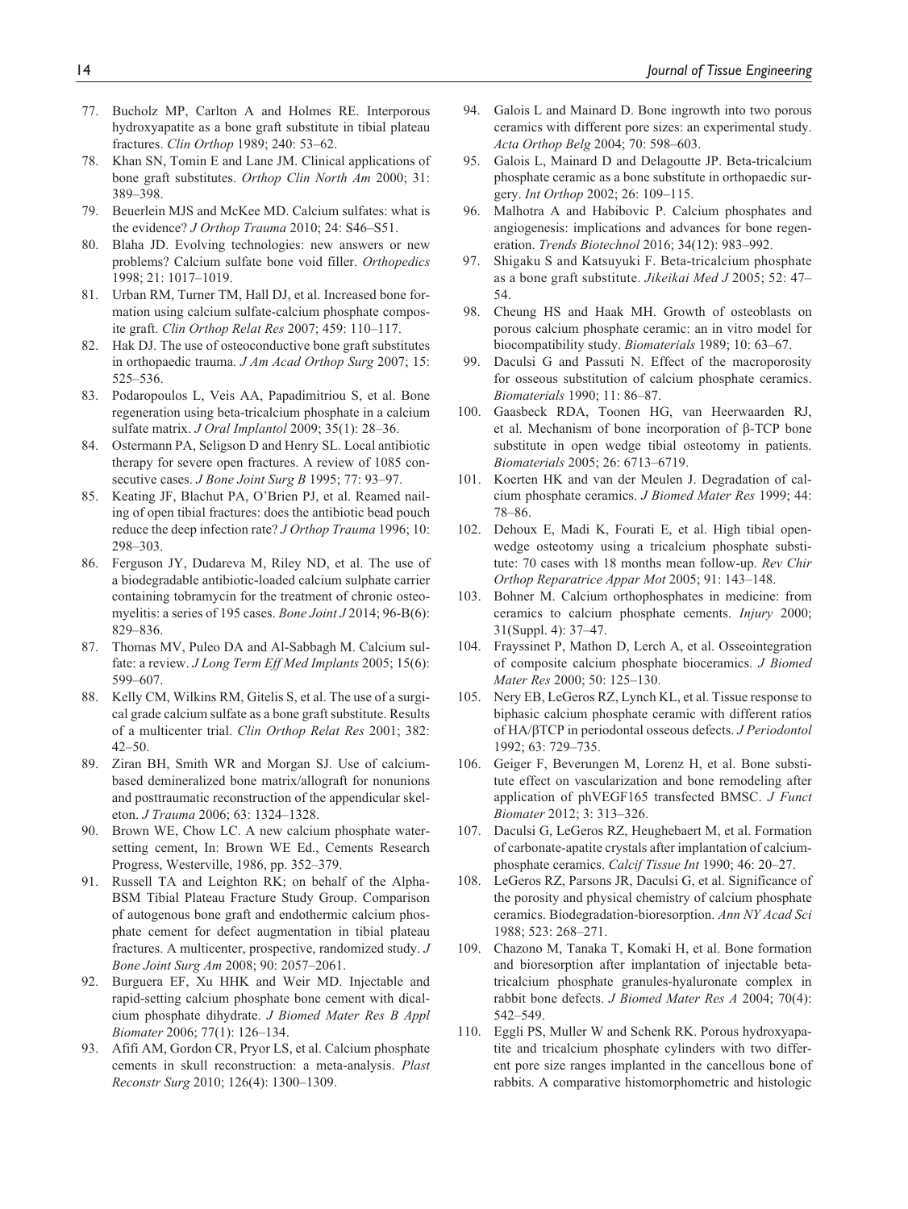77. Bucholz MP, Carlton A and Holmes RE. Interporous hydroxyapatite as a bone graft substitute in tibial plateau fractures. *Clin Orthop* 1989; 240: 53–62.
78. Khan SN, Tomin E and Lane JM. Clinical applications of bone graft substitutes. *Orthop Clin North Am* 2000; 31: 389–398.
79. Beuerlein MJS and McKee MD. Calcium sulfates: what is the evidence? *J Orthop Trauma* 2010; 24: S46–S51.
80. Blaha JD. Evolving technologies: new answers or new problems? Calcium sulfate bone void filler. *Orthopedics* 1998; 21: 1017–1019.
81. Urban RM, Turner TM, Hall DJ, et al. Increased bone formation using calcium sulfate-calcium phosphate composite graft. *Clin Orthop Relat Res* 2007; 459: 110–117.
82. Hak DJ. The use of osteoconductive bone graft substitutes in orthopaedic trauma. *J Am Acad Orthop Surg* 2007; 15: 525–536.
83. Podaropoulos L, Veis AA, Papadimitriou S, et al. Bone regeneration using beta-tricalcium phosphate in a calcium sulfate matrix. *J Oral Implantol* 2009; 35(1): 28–36.
84. Ostermann PA, Seligson D and Henry SL. Local antibiotic therapy for severe open fractures. A review of 1085 consecutive cases. *J Bone Joint Surg B* 1995; 77: 93–97.
85. Keating JF, Blachut PA, O'Brien PJ, et al. Reamed nailing of open tibial fractures: does the antibiotic bead pouch reduce the deep infection rate? *J Orthop Trauma* 1996; 10: 298–303.
86. Ferguson JY, Dudareva M, Riley ND, et al. The use of a biodegradable antibiotic-loaded calcium sulphate carrier containing tobramycin for the treatment of chronic osteomyelitis: a series of 195 cases. *Bone Joint J* 2014; 96-B(6): 829–836.
87. Thomas MV, Puleo DA and Al-Sabbagh M. Calcium sulfate: a review. *J Long Term Eff Med Implants* 2005; 15(6): 599–607.
88. Kelly CM, Wilkins RM, Gitelis S, et al. The use of a surgical grade calcium sulfate as a bone graft substitute. Results of a multicenter trial. *Clin Orthop Relat Res* 2001; 382: 42–50.
89. Ziran BH, Smith WR and Morgan SJ. Use of calcium-based demineralized bone matrix/allograft for nonunions and posttraumatic reconstruction of the appendicular skeleton. *J Trauma* 2006; 63: 1324–1328.
90. Brown WE, Chow LC. A new calcium phosphate water-setting cement, In: Brown WE Ed., Cements Research Progress, Westerville, 1986, pp. 352–379.
91. Russell TA and Leighton RK; on behalf of the Alpha-BSM Tibial Plateau Fracture Study Group. Comparison of autogenous bone graft and endothermic calcium phosphate cement for defect augmentation in tibial plateau fractures. A multicenter, prospective, randomized study. *J Bone Joint Surg Am* 2008; 90: 2057–2061.
92. Burguera EF, Xu HHK and Weir MD. Injectable and rapid-setting calcium phosphate bone cement with dicalcium phosphate dihydrate. *J Biomed Mater Res B Appl Biomater* 2006; 77(1): 126–134.
93. Afifi AM, Gordon CR, Pryor LS, et al. Calcium phosphate cements in skull reconstruction: a meta-analysis. *Plast Reconstr Surg* 2010; 126(4): 1300–1309.
94. Galois L and Mainard D. Bone ingrowth into two porous ceramics with different pore sizes: an experimental study. *Acta Orthop Belg* 2004; 70: 598–603.
95. Galois L, Mainard D and Delagoutte JP. Beta-tricalcium phosphate ceramic as a bone substitute in orthopaedic surgery. *Int Orthop* 2002; 26: 109–115.
96. Malhotra A and Habibovic P. Calcium phosphates and angiogenesis: implications and advances for bone regeneration. *Trends Biotechnol* 2016; 34(12): 983–992.
97. Shigaku S and Katsuyuki F. Beta-tricalcium phosphate as a bone graft substitute. *Jikeikai Med J* 2005; 52: 47–54.
98. Cheung HS and Haak MH. Growth of osteoblasts on porous calcium phosphate ceramic: an in vitro model for biocompatibility study. *Biomaterials* 1989; 10: 63–67.
99. Daculsi G and Passuti N. Effect of the macroporosity for osseous substitution of calcium phosphate ceramics. *Biomaterials* 1990; 11: 86–87.
100. Gaasbeck RDA, Toonen HG, van Heerwaarden RJ, et al. Mechanism of bone incorporation of β-TCP bone substitute in open wedge tibial osteotomy in patients. *Biomaterials* 2005; 26: 6713–6719.
101. Koerten HK and van der Meulen J. Degradation of calcium phosphate ceramics. *J Biomed Mater Res* 1999; 44: 78–86.
102. Dehoux E, Madi K, Fourati E, et al. High tibial open-wedge osteotomy using a tricalcium phosphate substitute: 70 cases with 18 months mean follow-up. *Rev Chir Orthop Reparatrice Appar Mot* 2005; 91: 143–148.
103. Bohner M. Calcium orthophosphates in medicine: from ceramics to calcium phosphate cements. *Injury* 2000; 31(Suppl. 4): 37–47.
104. Frayssinet P, Mathon D, Lerch A, et al. Osseointegration of composite calcium phosphate bioceramics. *J Biomed Mater Res* 2000; 50: 125–130.
105. Nery EB, LeGeros RZ, Lynch KL, et al. Tissue response to biphasic calcium phosphate ceramic with different ratios of HA/βTCP in periodontal osseous defects. *J Periodontol* 1992; 63: 729–735.
106. Geiger F, Beverungen M, Lorenz H, et al. Bone substitute effect on vascularization and bone remodeling after application of phVEGF165 transfected BMSC. *J Funct Biomater* 2012; 3: 313–326.
107. Daculsi G, LeGeros RZ, Heughebaert M, et al. Formation of carbonate-apatite crystals after implantation of calcium-phosphate ceramics. *Calcif Tissue Int* 1990; 46: 20–27.
108. LeGeros RZ, Parsons JR, Daculsi G, et al. Significance of the porosity and physical chemistry of calcium phosphate ceramics. Biodegradation-bioresorption. *Ann NY Acad Sci* 1988; 523: 268–271.
109. Chazono M, Tanaka T, Komaki H, et al. Bone formation and bioresorption after implantation of injectable beta-tricalcium phosphate granules-hyaluronate complex in rabbit bone defects. *J Biomed Mater Res A* 2004; 70(4): 542–549.
110. Eggli PS, Muller W and Schenk RK. Porous hydroxyapatite and tricalcium phosphate cylinders with two different pore size ranges implanted in the cancellous bone of rabbits. A comparative histomorphometric and histologic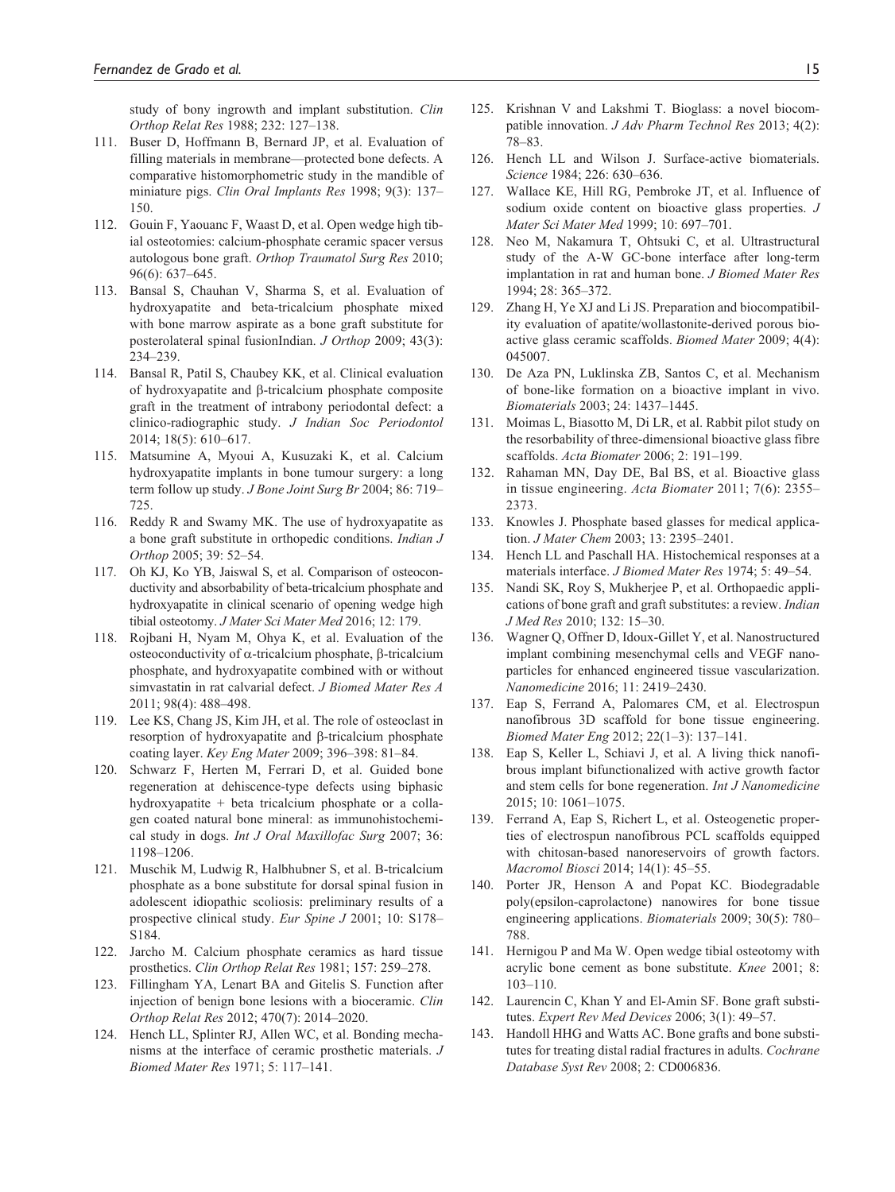study of bony ingrowth and implant substitution. *Clin Orthop Relat Res* 1988; 232: 127–138.

111. Buser D, Hoffmann B, Bernard JP, et al. Evaluation of filling materials in membrane—protected bone defects. A comparative histomorphometric study in the mandible of miniature pigs. *Clin Oral Implants Res* 1998; 9(3): 137–150.
112. Gouin F, Yaouanc F, Waast D, et al. Open wedge high tibial osteotomies: calcium-phosphate ceramic spacer versus autologous bone graft. *Orthop Traumatol Surg Res* 2010; 96(6): 637–645.
113. Bansal S, Chauhan V, Sharma S, et al. Evaluation of hydroxyapatite and beta-tricalcium phosphate mixed with bone marrow aspirate as a bone graft substitute for posterolateral spinal fusionIndian. *J Orthop* 2009; 43(3): 234–239.
114. Bansal R, Patil S, Chaubey KK, et al. Clinical evaluation of hydroxyapatite and β-tricalcium phosphate composite graft in the treatment of intrabony periodontal defect: a clinico-radiographic study. *J Indian Soc Periodontol* 2014; 18(5): 610–617.
115. Matsumine A, Myoui A, Kusuzaki K, et al. Calcium hydroxyapatite implants in bone tumour surgery: a long term follow up study. *J Bone Joint Surg Br* 2004; 86: 719–725.
116. Reddy R and Swamy MK. The use of hydroxyapatite as a bone graft substitute in orthopedic conditions. *Indian J Orthop* 2005; 39: 52–54.
117. Oh KJ, Ko YB, Jaiswal S, et al. Comparison of osteoconductivity and absorbability of beta-tricalcium phosphate and hydroxyapatite in clinical scenario of opening wedge high tibial osteotomy. *J Mater Sci Mater Med* 2016; 12: 179.
118. Rojbani H, Nyam M, Ohya K, et al. Evaluation of the osteoconductivity of α-tricalcium phosphate, β-tricalcium phosphate, and hydroxyapatite combined with or without simvastatin in rat calvarial defect. *J Biomed Mater Res A* 2011; 98(4): 488–498.
119. Lee KS, Chang JS, Kim JH, et al. The role of osteoclast in resorption of hydroxyapatite and β-tricalcium phosphate coating layer. *Key Eng Mater* 2009; 396–398: 81–84.
120. Schwarz F, Herten M, Ferrari D, et al. Guided bone regeneration at dehiscence-type defects using biphasic hydroxyapatite + beta tricalcium phosphate or a collagen coated natural bone mineral: as immunohistochemical study in dogs. *Int J Oral Maxillofac Surg* 2007; 36: 1198–1206.
121. Muschik M, Ludwig R, Halbhubner S, et al. B-tricalcium phosphate as a bone substitute for dorsal spinal fusion in adolescent idiopathic scoliosis: preliminary results of a prospective clinical study. *Eur Spine J* 2001; 10: S178–S184.
122. Jarcho M. Calcium phosphate ceramics as hard tissue prosthetics. *Clin Orthop Relat Res* 1981; 157: 259–278.
123. Fillingham YA, Lenart BA and Gitelis S. Function after injection of benign bone lesions with a bioceramic. *Clin Orthop Relat Res* 2012; 470(7): 2014–2020.
124. Hench LL, Splinter RJ, Allen WC, et al. Bonding mechanisms at the interface of ceramic prosthetic materials. *J Biomed Mater Res* 1971; 5: 117–141.
125. Krishnan V and Lakshmi T. Bioglass: a novel biocompatible innovation. *J Adv Pharm Technol Res* 2013; 4(2): 78–83.
126. Hench LL and Wilson J. Surface-active biomaterials. *Science* 1984; 226: 630–636.
127. Wallace KE, Hill RG, Pembroke JT, et al. Influence of sodium oxide content on bioactive glass properties. *J Mater Sci Mater Med* 1999; 10: 697–701.
128. Neo M, Nakamura T, Ohtsuki C, et al. Ultrastructural study of the A-W GC-bone interface after long-term implantation in rat and human bone. *J Biomed Mater Res* 1994; 28: 365–372.
129. Zhang H, Ye XJ and Li JS. Preparation and biocompatibility evaluation of apatite/wollastonite-derived porous bioactive glass ceramic scaffolds. *Biomed Mater* 2009; 4(4): 045007.
130. De Aza PN, Luklinska ZB, Santos C, et al. Mechanism of bone-like formation on a bioactive implant in vivo. *Biomaterials* 2003; 24: 1437–1445.
131. Moimas L, Biasotto M, Di LR, et al. Rabbit pilot study on the resorbability of three-dimensional bioactive glass fibre scaffolds. *Acta Biomater* 2006; 2: 191–199.
132. Rahaman MN, Day DE, Bal BS, et al. Bioactive glass in tissue engineering. *Acta Biomater* 2011; 7(6): 2355–2373.
133. Knowles J. Phosphate based glasses for medical application. *J Mater Chem* 2003; 13: 2395–2401.
134. Hench LL and Paschall HA. Histochemical responses at a materials interface. *J Biomed Mater Res* 1974; 5: 49–54.
135. Nandi SK, Roy S, Mukherjee P, et al. Orthopaedic applications of bone graft and graft substitutes: a review. *Indian J Med Res* 2010; 132: 15–30.
136. Wagner Q, Offner D, Idoux-Gillet Y, et al. Nanostructured implant combining mesenchymal cells and VEGF nanoparticles for enhanced engineered tissue vascularization. *Nanomedicine* 2016; 11: 2419–2430.
137. Eap S, Ferrand A, Palomares CM, et al. Electrospun nanofibrous 3D scaffold for bone tissue engineering. *Biomed Mater Eng* 2012; 22(1–3): 137–141.
138. Eap S, Keller L, Schiavi J, et al. A living thick nanofibrous implant bifunctionalized with active growth factor and stem cells for bone regeneration. *Int J Nanomedicine* 2015; 10: 1061–1075.
139. Ferrand A, Eap S, Richert L, et al. Osteogenetic properties of electrospun nanofibrous PCL scaffolds equipped with chitosan-based nanoreservoirs of growth factors. *Macromol Biosci* 2014; 14(1): 45–55.
140. Porter JR, Henson A and Popat KC. Biodegradable poly(epsilon-caprolactone) nanowires for bone tissue engineering applications. *Biomaterials* 2009; 30(5): 780–788.
141. Hernigou P and Ma W. Open wedge tibial osteotomy with acrylic bone cement as bone substitute. *Knee* 2001; 8: 103–110.
142. Laurencin C, Khan Y and El-Amin SF. Bone graft substitutes. *Expert Rev Med Devices* 2006; 3(1): 49–57.
143. Handoll HHG and Watts AC. Bone grafts and bone substitutes for treating distal radial fractures in adults. *Cochrane Database Syst Rev* 2008; 2: CD006836.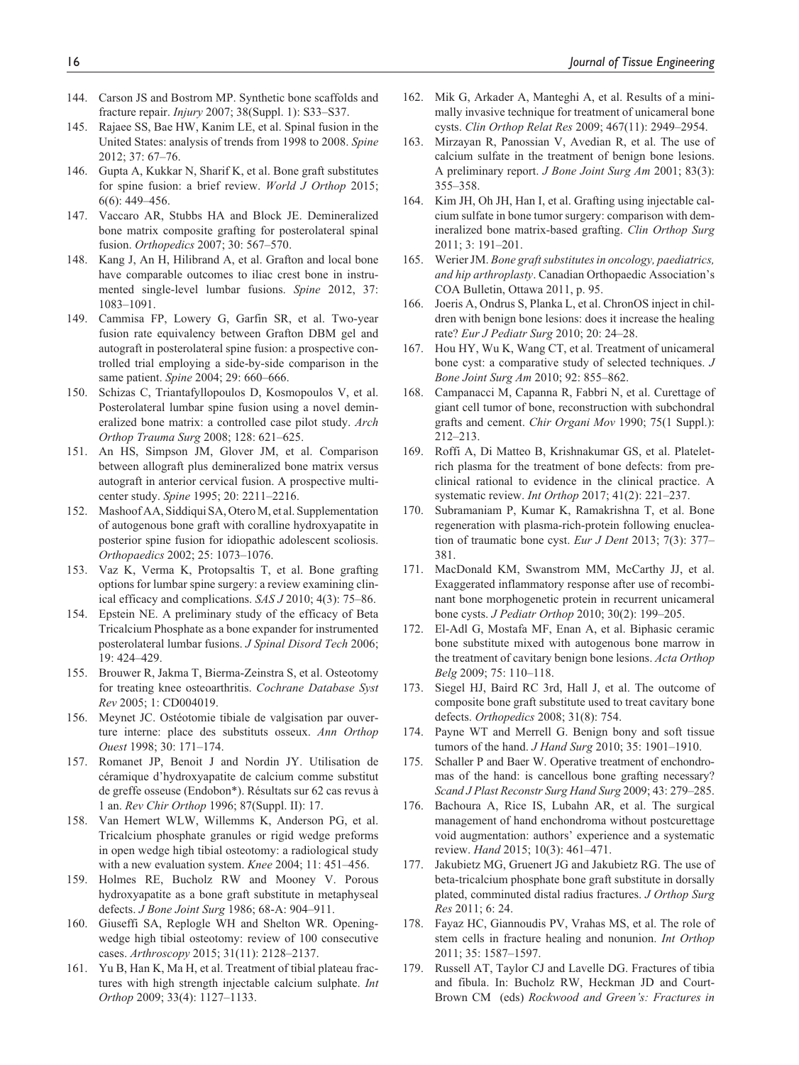144. Carson JS and Bostrom MP. Synthetic bone scaffolds and fracture repair. *Injury* 2007; 38(Suppl. 1): S33–S37.
145. Rajaee SS, Bae HW, Kanim LE, et al. Spinal fusion in the United States: analysis of trends from 1998 to 2008. *Spine* 2012; 37: 67–76.
146. Gupta A, Kukkar N, Sharif K, et al. Bone graft substitutes for spine fusion: a brief review. *World J Orthop* 2015; 6(6): 449–456.
147. Vaccaro AR, Stubbs HA and Block JE. Demineralized bone matrix composite grafting for posterolateral spinal fusion. *Orthopedics* 2007; 30: 567–570.
148. Kang J, An H, Hilibrand A, et al. Grafton and local bone have comparable outcomes to iliac crest bone in instrumented single-level lumbar fusions. *Spine* 2012, 37: 1083–1091.
149. Cammisa FP, Lowery G, Garfin SR, et al. Two-year fusion rate equivalency between Grafton DBM gel and autograft in posterolateral spine fusion: a prospective controlled trial employing a side-by-side comparison in the same patient. *Spine* 2004; 29: 660–666.
150. Schizas C, Triantafyllopoulos D, Kosmopoulos V, et al. Posterolateral lumbar spine fusion using a novel demineralized bone matrix: a controlled case pilot study. *Arch Orthop Trauma Surg* 2008; 128: 621–625.
151. An HS, Simpson JM, Glover JM, et al. Comparison between allograft plus demineralized bone matrix versus autograft in anterior cervical fusion. A prospective multicenter study. *Spine* 1995; 20: 2211–2216.
152. Mashoof AA, Siddiqui SA, Otero M, et al. Supplementation of autogenous bone graft with coralline hydroxyapatite in posterior spine fusion for idiopathic adolescent scoliosis. *Orthopaedics* 2002; 25: 1073–1076.
153. Vaz K, Verma K, Protopsaltis T, et al. Bone grafting options for lumbar spine surgery: a review examining clinical efficacy and complications. *SAS J* 2010; 4(3): 75–86.
154. Epstein NE. A preliminary study of the efficacy of Beta Tricalcium Phosphate as a bone expander for instrumented posterolateral lumbar fusions. *J Spinal Disord Tech* 2006; 19: 424–429.
155. Brouwer R, Jakma T, Bierma-Zeinstra S, et al. Osteotomy for treating knee osteoarthritis. *Cochrane Database Syst Rev* 2005; 1: CD004019.
156. Meynet JC. Ostéotomie tibiale de valgisation par ouverture interne: place des substituts osseux. *Ann Orthop Ouest* 1998; 30: 171–174.
157. Romanet JP, Benoit J and Nordin JY. Utilisation de céramique d'hydroxyapatite de calcium comme substitut de greffe osseuse (Endobon*). Résultats sur 62 cas revus à 1 an. *Rev Chir Orthop* 1996; 87(Suppl. II): 17.
158. Van Hemert WLW, Willemms K, Anderson PG, et al. Tricalcium phosphate granules or rigid wedge preforms in open wedge high tibial osteotomy: a radiological study with a new evaluation system. *Knee* 2004; 11: 451–456.
159. Holmes RE, Bucholz RW and Mooney V. Porous hydroxyapatite as a bone graft substitute in metaphyseal defects. *J Bone Joint Surg* 1986; 68-A: 904–911.
160. Giuseffi SA, Replogle WH and Shelton WR. Opening-wedge high tibial osteotomy: review of 100 consecutive cases. *Arthroscopy* 2015; 31(11): 2128–2137.
161. Yu B, Han K, Ma H, et al. Treatment of tibial plateau fractures with high strength injectable calcium sulphate. *Int Orthop* 2009; 33(4): 1127–1133.
162. Mik G, Arkader A, Manteghi A, et al. Results of a minimally invasive technique for treatment of unicameral bone cysts. *Clin Orthop Relat Res* 2009; 467(11): 2949–2954.
163. Mirzayan R, Panossian V, Avedian R, et al. The use of calcium sulfate in the treatment of benign bone lesions. A preliminary report. *J Bone Joint Surg Am* 2001; 83(3): 355–358.
164. Kim JH, Oh JH, Han I, et al. Grafting using injectable calcium sulfate in bone tumor surgery: comparison with demineralized bone matrix-based grafting. *Clin Orthop Surg* 2011; 3: 191–201.
165. Werier JM. *Bone graft substitutes in oncology, paediatrics, and hip arthroplasty*. Canadian Orthopaedic Association's COA Bulletin, Ottawa 2011, p. 95.
166. Joeris A, Ondrus S, Planka L, et al. ChronOS inject in children with benign bone lesions: does it increase the healing rate? *Eur J Pediatr Surg* 2010; 20: 24–28.
167. Hou HY, Wu K, Wang CT, et al. Treatment of unicameral bone cyst: a comparative study of selected techniques. *J Bone Joint Surg Am* 2010; 92: 855–862.
168. Campanacci M, Capanna R, Fabbri N, et al. Curettage of giant cell tumor of bone, reconstruction with subchondral grafts and cement. *Chir Organi Mov* 1990; 75(1 Suppl.): 212–213.
169. Roffi A, Di Matteo B, Krishnakumar GS, et al. Platelet-rich plasma for the treatment of bone defects: from preclinical rational to evidence in the clinical practice. A systematic review. *Int Orthop* 2017; 41(2): 221–237.
170. Subramaniam P, Kumar K, Ramakrishna T, et al. Bone regeneration with plasma-rich-protein following enucleation of traumatic bone cyst. *Eur J Dent* 2013; 7(3): 377–381.
171. MacDonald KM, Swanstrom MM, McCarthy JJ, et al. Exaggerated inflammatory response after use of recombinant bone morphogenetic protein in recurrent unicameral bone cysts. *J Pediatr Orthop* 2010; 30(2): 199–205.
172. El-Adl G, Mostafa MF, Enan A, et al. Biphasic ceramic bone substitute mixed with autogenous bone marrow in the treatment of cavitary benign bone lesions. *Acta Orthop Belg* 2009; 75: 110–118.
173. Siegel HJ, Baird RC 3rd, Hall J, et al. The outcome of composite bone graft substitute used to treat cavitary bone defects. *Orthopedics* 2008; 31(8): 754.
174. Payne WT and Merrell G. Benign bony and soft tissue tumors of the hand. *J Hand Surg* 2010; 35: 1901–1910.
175. Schaller P and Baer W. Operative treatment of enchondromas of the hand: is cancellous bone grafting necessary? *Scand J Plast Reconstr Surg Hand Surg* 2009; 43: 279–285.
176. Bachoura A, Rice IS, Lubahn AR, et al. The surgical management of hand enchondroma without postcurettage void augmentation: authors' experience and a systematic review. *Hand* 2015; 10(3): 461–471.
177. Jakubietz MG, Gruenert JG and Jakubietz RG. The use of beta-tricalcium phosphate bone graft substitute in dorsally plated, comminuted distal radius fractures. *J Orthop Surg Res* 2011; 6: 24.
178. Fayaz HC, Giannoudis PV, Vrahas MS, et al. The role of stem cells in fracture healing and nonunion. *Int Orthop* 2011; 35: 1587–1597.
179. Russell AT, Taylor CJ and Lavelle DG. Fractures of tibia and fibula. In: Bucholz RW, Heckman JD and Court-Brown CM (eds) *Rockwood and Green's: Fractures in*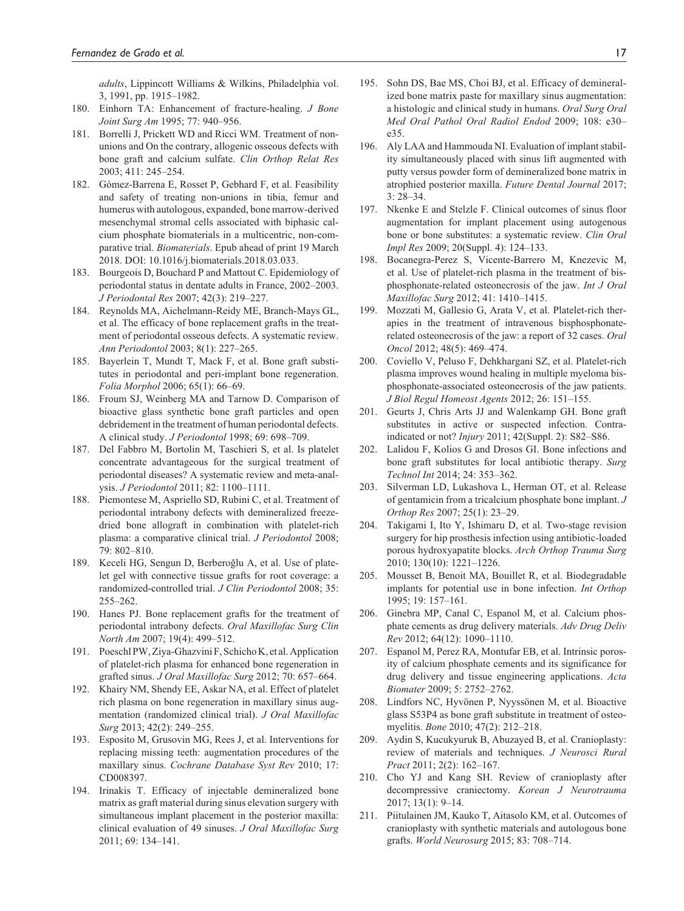*adults*, Lippincott Williams & Wilkins, Philadelphia vol. 3, 1991, pp. 1915–1982.

180. Einhorn TA: Enhancement of fracture-healing. *J Bone Joint Surg Am* 1995; 77: 940–956.
181. Borrelli J, Prickett WD and Ricci WM. Treatment of nonunions and On the contrary, allogenic osseous defects with bone graft and calcium sulfate. *Clin Orthop Relat Res* 2003; 411: 245–254.
182. Gómez-Barrena E, Rosset P, Gebhard F, et al. Feasibility and safety of treating non-unions in tibia, femur and humerus with autologous, expanded, bone marrow-derived mesenchymal stromal cells associated with biphasic calcium phosphate biomaterials in a multicentric, non-comparative trial. *Biomaterials*. Epub ahead of print 19 March 2018. DOI: 10.1016/j.biomaterials.2018.03.033.
183. Bourgeois D, Bouchard P and Mattout C. Epidemiology of periodontal status in dentate adults in France, 2002–2003. *J Periodontal Res* 2007; 42(3): 219–227.
184. Reynolds MA, Aichelmann-Reidy ME, Branch-Mays GL, et al. The efficacy of bone replacement grafts in the treatment of periodontal osseous defects. A systematic review. *Ann Periodontol* 2003; 8(1): 227–265.
185. Bayerlein T, Mundt T, Mack F, et al. Bone graft substitutes in periodontal and peri-implant bone regeneration. *Folia Morphol* 2006; 65(1): 66–69.
186. Froum SJ, Weinberg MA and Tarnow D. Comparison of bioactive glass synthetic bone graft particles and open debridement in the treatment of human periodontal defects. A clinical study. *J Periodontol* 1998; 69: 698–709.
187. Del Fabbro M, Bortolin M, Taschieri S, et al. Is platelet concentrate advantageous for the surgical treatment of periodontal diseases? A systematic review and meta-analysis. *J Periodontol* 2011; 82: 1100–1111.
188. Piemontese M, Aspriello SD, Rubini C, et al. Treatment of periodontal intrabony defects with demineralized freeze-dried bone allograft in combination with platelet-rich plasma: a comparative clinical trial. *J Periodontol* 2008; 79: 802–810.
189. Keceli HG, Sengun D, Berberoğlu A, et al. Use of platelet gel with connective tissue grafts for root coverage: a randomized-controlled trial. *J Clin Periodontol* 2008; 35: 255–262.
190. Hanes PJ. Bone replacement grafts for the treatment of periodontal intrabony defects. *Oral Maxillofac Surg Clin North Am* 2007; 19(4): 499–512.
191. Poeschl PW, Ziya-Ghazvini F, Schicho K, et al. Application of platelet-rich plasma for enhanced bone regeneration in grafted sinus. *J Oral Maxillofac Surg* 2012; 70: 657–664.
192. Khairy NM, Shendy EE, Askar NA, et al. Effect of platelet rich plasma on bone regeneration in maxillary sinus augmentation (randomized clinical trial). *J Oral Maxillofac Surg* 2013; 42(2): 249–255.
193. Esposito M, Grusovin MG, Rees J, et al. Interventions for replacing missing teeth: augmentation procedures of the maxillary sinus. *Cochrane Database Syst Rev* 2010; 17: CD008397.
194. Irinakis T. Efficacy of injectable demineralized bone matrix as graft material during sinus elevation surgery with simultaneous implant placement in the posterior maxilla: clinical evaluation of 49 sinuses. *J Oral Maxillofac Surg* 2011; 69: 134–141.
195. Sohn DS, Bae MS, Choi BJ, et al. Efficacy of demineralized bone matrix paste for maxillary sinus augmentation: a histologic and clinical study in humans. *Oral Surg Oral Med Oral Pathol Oral Radiol Endod* 2009; 108: e30–e35.
196. Aly LAA and Hammouda NI. Evaluation of implant stability simultaneously placed with sinus lift augmented with putty versus powder form of demineralized bone matrix in atrophied posterior maxilla. *Future Dental Journal* 2017; 3: 28–34.
197. Nkenke E and Stelzle F. Clinical outcomes of sinus floor augmentation for implant placement using autogenous bone or bone substitutes: a systematic review. *Clin Oral Impl Res* 2009; 20(Suppl. 4): 124–133.
198. Bocanegra-Perez S, Vicente-Barrero M, Knezevic M, et al. Use of platelet-rich plasma in the treatment of bisphosphonate-related osteonecrosis of the jaw. *Int J Oral Maxillofac Surg* 2012; 41: 1410–1415.
199. Mozzati M, Gallesio G, Arata V, et al. Platelet-rich therapies in the treatment of intravenous bisphosphonate-related osteonecrosis of the jaw: a report of 32 cases. *Oral Oncol* 2012; 48(5): 469–474.
200. Coviello V, Peluso F, Dehkhargani SZ, et al. Platelet-rich plasma improves wound healing in multiple myeloma bisphosphonate-associated osteonecrosis of the jaw patients. *J Biol Regul Homeost Agents* 2012; 26: 151–155.
201. Geurts J, Chris Arts JJ and Walenkamp GH. Bone graft substitutes in active or suspected infection. Contra-indicated or not? *Injury* 2011; 42(Suppl. 2): S82–S86.
202. Lalidou F, Kolios G and Drosos GI. Bone infections and bone graft substitutes for local antibiotic therapy. *Surg Technol Int* 2014; 24: 353–362.
203. Silverman LD, Lukashova L, Herman OT, et al. Release of gentamicin from a tricalcium phosphate bone implant. *J Orthop Res* 2007; 25(1): 23–29.
204. Takigami I, Ito Y, Ishimaru D, et al. Two-stage revision surgery for hip prosthesis infection using antibiotic-loaded porous hydroxyapatite blocks. *Arch Orthop Trauma Surg* 2010; 130(10): 1221–1226.
205. Mousset B, Benoit MA, Bouillet R, et al. Biodegradable implants for potential use in bone infection. *Int Orthop* 1995; 19: 157–161.
206. Ginebra MP, Canal C, Espanol M, et al. Calcium phosphate cements as drug delivery materials. *Adv Drug Deliv Rev* 2012; 64(12): 1090–1110.
207. Espanol M, Perez RA, Montufar EB, et al. Intrinsic porosity of calcium phosphate cements and its significance for drug delivery and tissue engineering applications. *Acta Biomater* 2009; 5: 2752–2762.
208. Lindfors NC, Hyvönen P, Nyyssönen M, et al. Bioactive glass S53P4 as bone graft substitute in treatment of osteomyelitis. *Bone* 2010; 47(2): 212–218.
209. Aydin S, Kucukyuruk B, Abuzayed B, et al. Cranioplasty: review of materials and techniques. *J Neurosci Rural Pract* 2011; 2(2): 162–167.
210. Cho YJ and Kang SH. Review of cranioplasty after decompressive craniectomy. *Korean J Neurotrauma* 2017; 13(1): 9–14.
211. Piitulainen JM, Kauko T, Aitasolo KM, et al. Outcomes of cranioplasty with synthetic materials and autologous bone grafts. *World Neurosurg* 2015; 83: 708–714.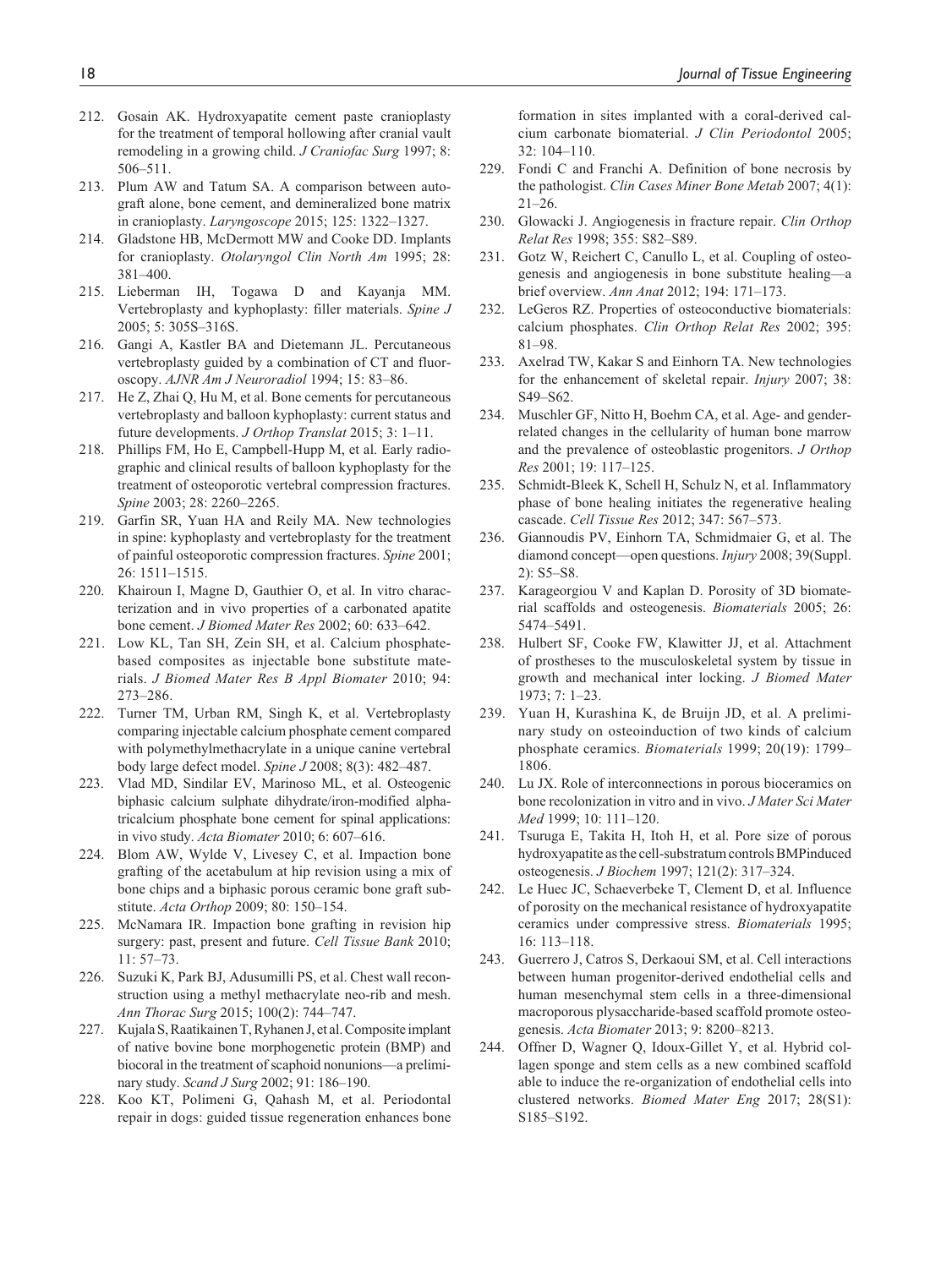212. Gosain AK. Hydroxyapatite cement paste cranioplasty for the treatment of temporal hollowing after cranial vault remodeling in a growing child. *J Craniofac Surg* 1997; 8: 506–511.
213. Plum AW and Tatum SA. A comparison between autograft alone, bone cement, and demineralized bone matrix in cranioplasty. *Laryngoscope* 2015; 125: 1322–1327.
214. Gladstone HB, McDermott MW and Cooke DD. Implants for cranioplasty. *Otolaryngol Clin North Am* 1995; 28: 381–400.
215. Lieberman IH, Togawa D and Kayanja MM. Vertebroplasty and kyphoplasty: filler materials. *Spine J* 2005; 5: 305S–316S.
216. Gangi A, Kastler BA and Dietemann JL. Percutaneous vertebroplasty guided by a combination of CT and fluoroscopy. *AJNR Am J Neuroradiol* 1994; 15: 83–86.
217. He Z, Zhai Q, Hu M, et al. Bone cements for percutaneous vertebroplasty and balloon kyphoplasty: current status and future developments. *J Orthop Translat* 2015; 3: 1–11.
218. Phillips FM, Ho E, Campbell-Hupp M, et al. Early radiographic and clinical results of balloon kyphoplasty for the treatment of osteoporotic vertebral compression fractures. *Spine* 2003; 28: 2260–2265.
219. Garfin SR, Yuan HA and Reily MA. New technologies in spine: kyphoplasty and vertebroplasty for the treatment of painful osteoporotic compression fractures. *Spine* 2001; 26: 1511–1515.
220. Khairoun I, Magne D, Gauthier O, et al. In vitro characterization and in vivo properties of a carbonated apatite bone cement. *J Biomed Mater Res* 2002; 60: 633–642.
221. Low KL, Tan SH, Zein SH, et al. Calcium phosphate-based composites as injectable bone substitute materials. *J Biomed Mater Res B Appl Biomater* 2010; 94: 273–286.
222. Turner TM, Urban RM, Singh K, et al. Vertebroplasty comparing injectable calcium phosphate cement compared with polymethylmethacrylate in a unique canine vertebral body large defect model. *Spine J* 2008; 8(3): 482–487.
223. Vlad MD, Sindilar EV, Marinoso ML, et al. Osteogenic biphasic calcium sulphate dihydrate/iron-modified alpha-tricalcium phosphate bone cement for spinal applications: in vivo study. *Acta Biomater* 2010; 6: 607–616.
224. Blom AW, Wylde V, Livesey C, et al. Impaction bone grafting of the acetabulum at hip revision using a mix of bone chips and a biphasic porous ceramic bone graft substitute. *Acta Orthop* 2009; 80: 150–154.
225. McNamara IR. Impaction bone grafting in revision hip surgery: past, present and future. *Cell Tissue Bank* 2010; 11: 57–73.
226. Suzuki K, Park BJ, Adusumilli PS, et al. Chest wall reconstruction using a methyl methacrylate neo-rib and mesh. *Ann Thorac Surg* 2015; 100(2): 744–747.
227. Kujala S, Raatikainen T, Ryhanen J, et al. Composite implant of native bovine bone morphogenetic protein (BMP) and biocoral in the treatment of scaphoid nonunions—a preliminary study. *Scand J Surg* 2002; 91: 186–190.
228. Koo KT, Polimeni G, Qahash M, et al. Periodontal repair in dogs: guided tissue regeneration enhances bone formation in sites implanted with a coral-derived calcium carbonate biomaterial. *J Clin Periodontol* 2005; 32: 104–110.
229. Fondi C and Franchi A. Definition of bone necrosis by the pathologist. *Clin Cases Miner Bone Metab* 2007; 4(1): 21–26.
230. Glowacki J. Angiogenesis in fracture repair. *Clin Orthop Relat Res* 1998; 355: S82–S89.
231. Gotz W, Reichert C, Canullo L, et al. Coupling of osteogenesis and angiogenesis in bone substitute healing—a brief overview. *Ann Anat* 2012; 194: 171–173.
232. LeGeros RZ. Properties of osteoconductive biomaterials: calcium phosphates. *Clin Orthop Relat Res* 2002; 395: 81–98.
233. Axelrad TW, Kakar S and Einhorn TA. New technologies for the enhancement of skeletal repair. *Injury* 2007; 38: S49–S62.
234. Muschler GF, Nitto H, Boehm CA, et al. Age- and gender-related changes in the cellularity of human bone marrow and the prevalence of osteoblastic progenitors. *J Orthop Res* 2001; 19: 117–125.
235. Schmidt-Bleek K, Schell H, Schulz N, et al. Inflammatory phase of bone healing initiates the regenerative healing cascade. *Cell Tissue Res* 2012; 347: 567–573.
236. Giannoudis PV, Einhorn TA, Schmidmaier G, et al. The diamond concept—open questions. *Injury* 2008; 39(Suppl. 2): S5–S8.
237. Karageorgiou V and Kaplan D. Porosity of 3D biomaterial scaffolds and osteogenesis. *Biomaterials* 2005; 26: 5474–5491.
238. Hulbert SF, Cooke FW, Klawitter JJ, et al. Attachment of prostheses to the musculoskeletal system by tissue in growth and mechanical inter locking. *J Biomed Mater* 1973; 7: 1–23.
239. Yuan H, Kurashina K, de Bruijn JD, et al. A preliminary study on osteoinduction of two kinds of calcium phosphate ceramics. *Biomaterials* 1999; 20(19): 1799–1806.
240. Lu JX. Role of interconnections in porous bioceramics on bone recolonization in vitro and in vivo. *J Mater Sci Mater Med* 1999; 10: 111–120.
241. Tsuruga E, Takita H, Itoh H, et al. Pore size of porous hydroxyapatite as the cell-substratum controls BMPinduced osteogenesis. *J Biochem* 1997; 121(2): 317–324.
242. Le Huec JC, Schaeverbeke T, Clement D, et al. Influence of porosity on the mechanical resistance of hydroxyapatite ceramics under compressive stress. *Biomaterials* 1995; 16: 113–118.
243. Guerrero J, Catros S, Derkaoui SM, et al. Cell interactions between human progenitor-derived endothelial cells and human mesenchymal stem cells in a three-dimensional macroporous plysaccharide-based scaffold promote osteogenesis. *Acta Biomater* 2013; 9: 8200–8213.
244. Offner D, Wagner Q, Idoux-Gillet Y, et al. Hybrid collagen sponge and stem cells as a new combined scaffold able to induce the re-organization of endothelial cells into clustered networks. *Biomed Mater Eng* 2017; 28(S1): S185–S192.